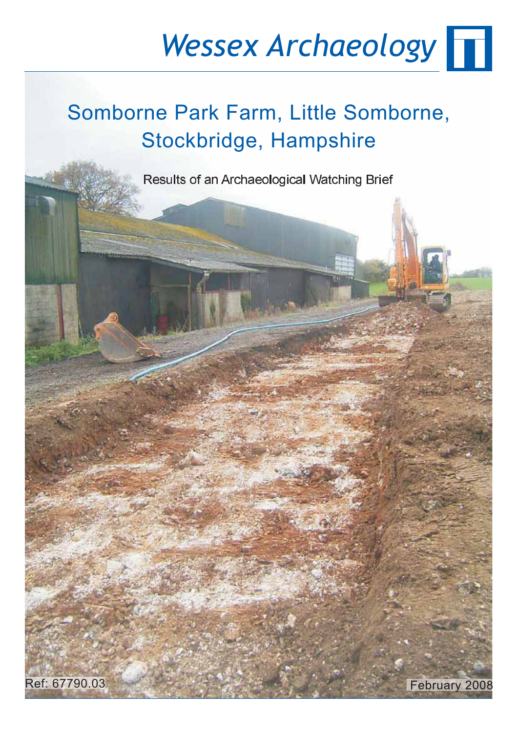Wessex Archaeology

# Somborne Park Farm, Little Somborne, Stockbridge, Hampshire

Results of an Archaeological Watching Brief

Ref: 67790.03

February 2008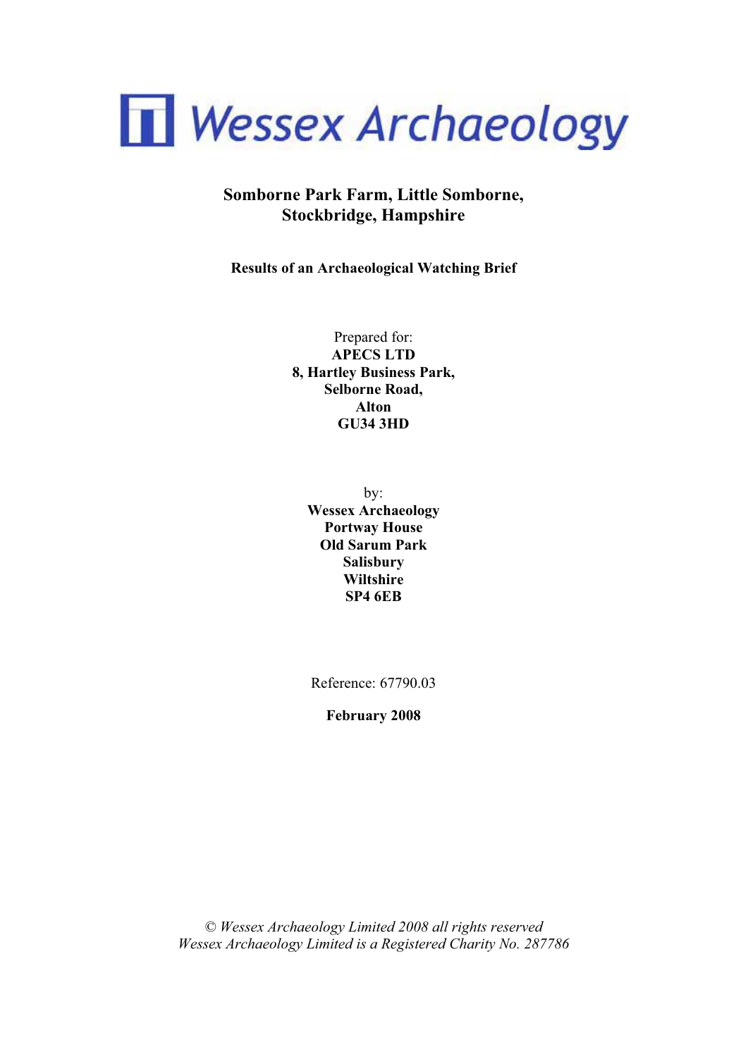# Wessex Archaeology

## Somborne Park Farm, Little Somborne, Stockbridge, Hampshire

### Results of an Archaeological Watching Brief

Prepared for:
**APECS LTD**
**8, Hartley Business Park,**
**Selborne Road,**
**Alton**
**GU34 3HD**

by:
**Wessex Archaeology**
**Portway House**
**Old Sarum Park**
**Salisbury**
**Wiltshire**
**SP4 6EB**

Reference: 67790.03

**February 2008**

*© Wessex Archaeology Limited 2008 all rights reserved*
*Wessex Archaeology Limited is a Registered Charity No. 287786*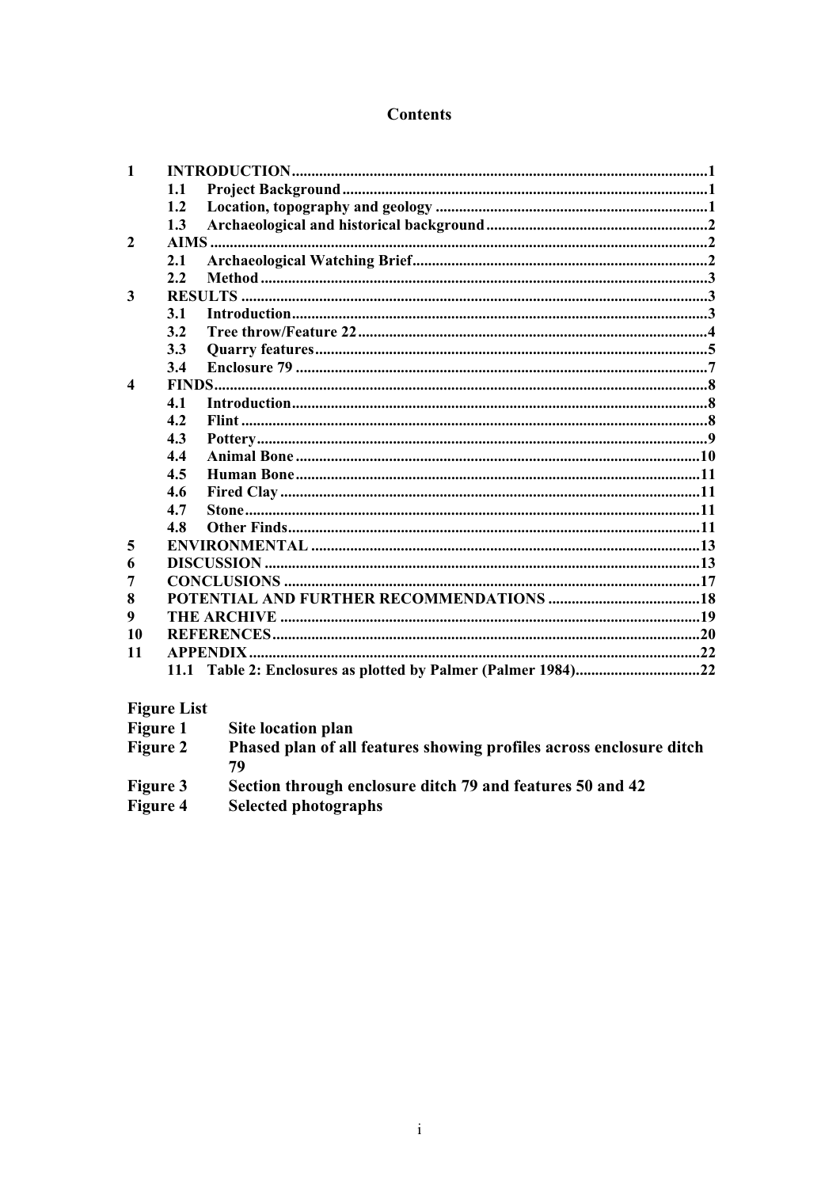# Contents

| | | | |
|---|---|---|---|
| **1** | **INTRODUCTION** | | **1** |
| | **1.1** | **Project Background** | **1** |
| | **1.2** | **Location, topography and geology** | **1** |
| | **1.3** | **Archaeological and historical background** | **2** |
| **2** | **AIMS** | | **2** |
| | **2.1** | **Archaeological Watching Brief** | **2** |
| | **2.2** | **Method** | **3** |
| **3** | **RESULTS** | | **3** |
| | **3.1** | **Introduction** | **3** |
| | **3.2** | **Tree throw/Feature 22** | **4** |
| | **3.3** | **Quarry features** | **5** |
| | **3.4** | **Enclosure 79** | **7** |
| **4** | **FINDS** | | **8** |
| | **4.1** | **Introduction** | **8** |
| | **4.2** | **Flint** | **8** |
| | **4.3** | **Pottery** | **9** |
| | **4.4** | **Animal Bone** | **10** |
| | **4.5** | **Human Bone** | **11** |
| | **4.6** | **Fired Clay** | **11** |
| | **4.7** | **Stone** | **11** |
| | **4.8** | **Other Finds** | **11** |
| **5** | **ENVIRONMENTAL** | | **13** |
| **6** | **DISCUSSION** | | **13** |
| **7** | **CONCLUSIONS** | | **17** |
| **8** | **POTENTIAL AND FURTHER RECOMMENDATIONS** | | **18** |
| **9** | **THE ARCHIVE** | | **19** |
| **10** | **REFERENCES** | | **20** |
| **11** | **APPENDIX** | | **22** |
| | **11.1** | **Table 2: Enclosures as plotted by Palmer (Palmer 1984)** | **22** |

**Figure List**

| | |
|---|---|
| **Figure 1** | **Site location plan** |
| **Figure 2** | **Phased plan of all features showing profiles across enclosure ditch 79** |
| **Figure 3** | **Section through enclosure ditch 79 and features 50 and 42** |
| **Figure 4** | **Selected photographs** |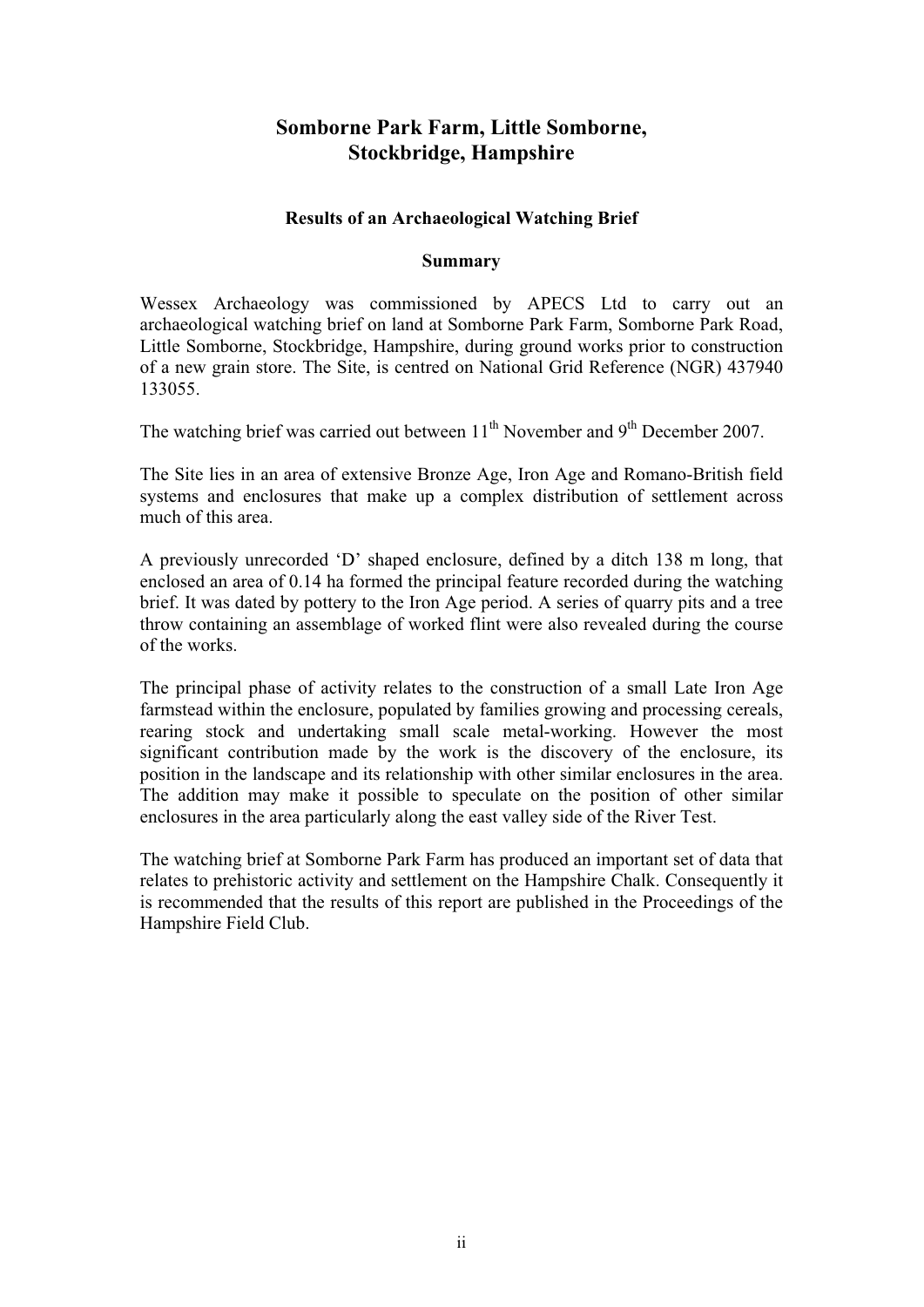# Somborne Park Farm, Little Somborne, Stockbridge, Hampshire

## Results of an Archaeological Watching Brief

### Summary

Wessex Archaeology was commissioned by APECS Ltd to carry out an archaeological watching brief on land at Somborne Park Farm, Somborne Park Road, Little Somborne, Stockbridge, Hampshire, during ground works prior to construction of a new grain store. The Site, is centred on National Grid Reference (NGR) 437940 133055.

The watching brief was carried out between 11th November and 9th December 2007.

The Site lies in an area of extensive Bronze Age, Iron Age and Romano-British field systems and enclosures that make up a complex distribution of settlement across much of this area.

A previously unrecorded 'D' shaped enclosure, defined by a ditch 138 m long, that enclosed an area of 0.14 ha formed the principal feature recorded during the watching brief. It was dated by pottery to the Iron Age period. A series of quarry pits and a tree throw containing an assemblage of worked flint were also revealed during the course of the works.

The principal phase of activity relates to the construction of a small Late Iron Age farmstead within the enclosure, populated by families growing and processing cereals, rearing stock and undertaking small scale metal-working. However the most significant contribution made by the work is the discovery of the enclosure, its position in the landscape and its relationship with other similar enclosures in the area. The addition may make it possible to speculate on the position of other similar enclosures in the area particularly along the east valley side of the River Test.

The watching brief at Somborne Park Farm has produced an important set of data that relates to prehistoric activity and settlement on the Hampshire Chalk. Consequently it is recommended that the results of this report are published in the Proceedings of the Hampshire Field Club.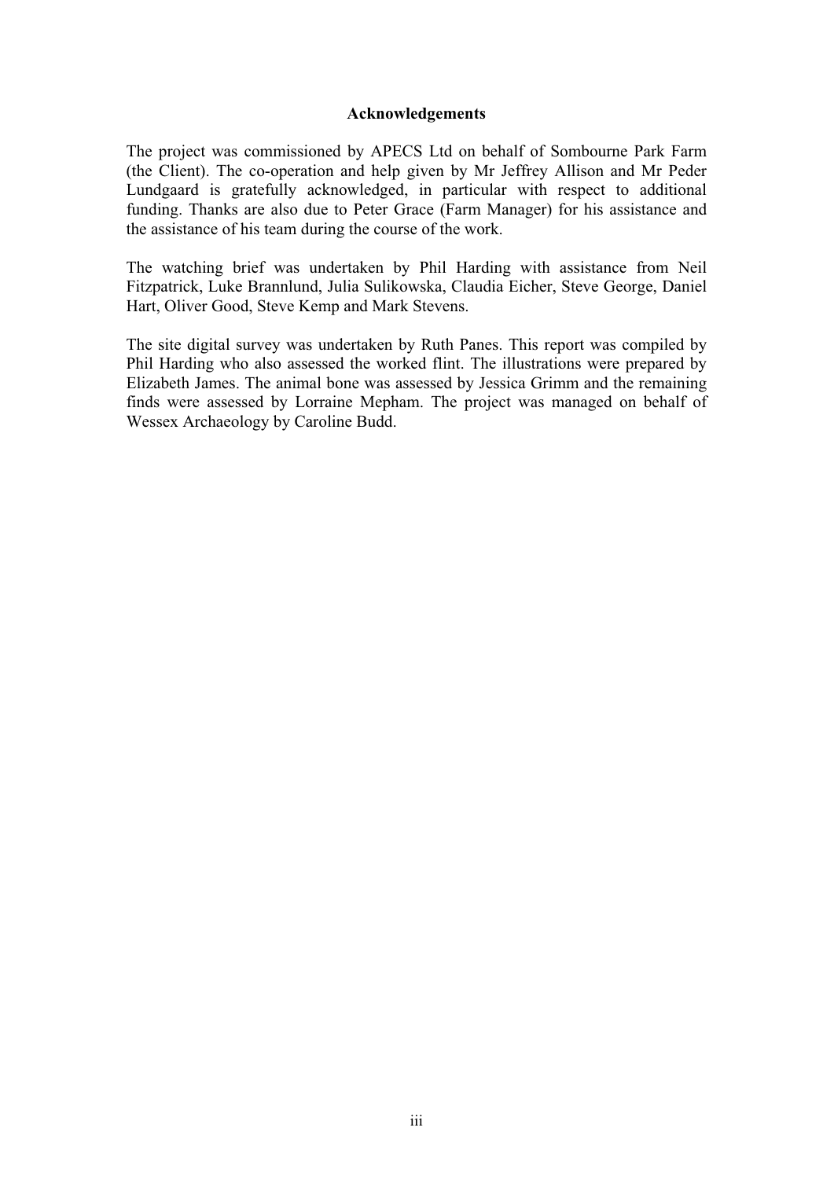## Acknowledgements

The project was commissioned by APECS Ltd on behalf of Sombourne Park Farm (the Client). The co-operation and help given by Mr Jeffrey Allison and Mr Peder Lundgaard is gratefully acknowledged, in particular with respect to additional funding. Thanks are also due to Peter Grace (Farm Manager) for his assistance and the assistance of his team during the course of the work.

The watching brief was undertaken by Phil Harding with assistance from Neil Fitzpatrick, Luke Brannlund, Julia Sulikowska, Claudia Eicher, Steve George, Daniel Hart, Oliver Good, Steve Kemp and Mark Stevens.

The site digital survey was undertaken by Ruth Panes. This report was compiled by Phil Harding who also assessed the worked flint. The illustrations were prepared by Elizabeth James. The animal bone was assessed by Jessica Grimm and the remaining finds were assessed by Lorraine Mepham. The project was managed on behalf of Wessex Archaeology by Caroline Budd.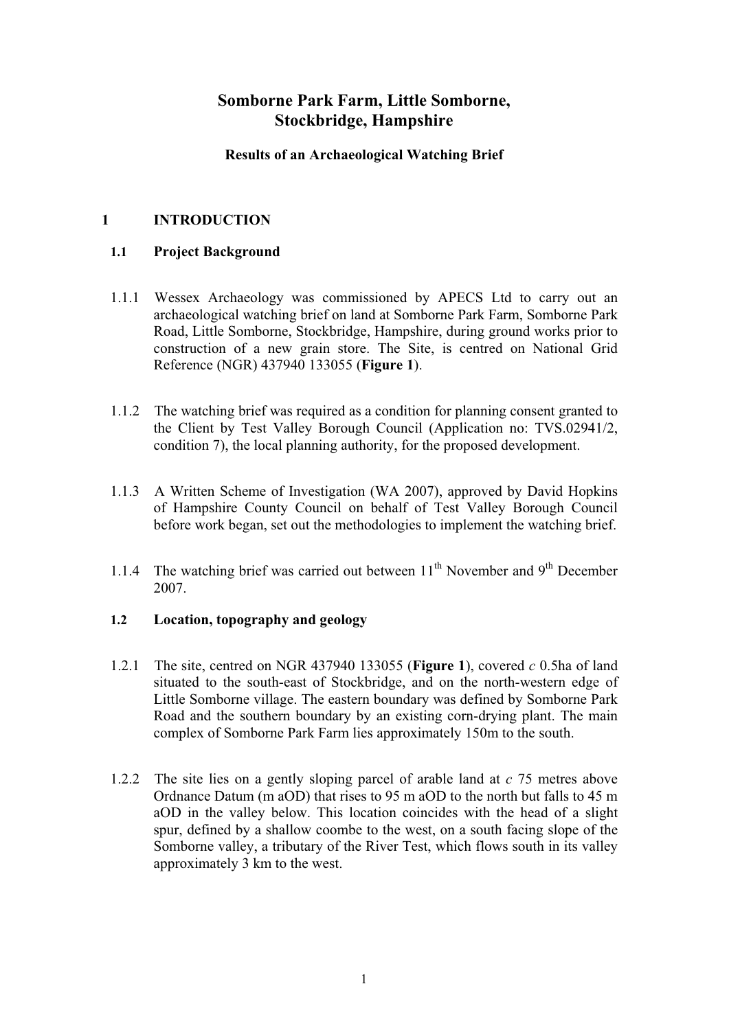# Somborne Park Farm, Little Somborne, Stockbridge, Hampshire

**Results of an Archaeological Watching Brief**

## 1 INTRODUCTION

### 1.1 Project Background

1.1.1 Wessex Archaeology was commissioned by APECS Ltd to carry out an archaeological watching brief on land at Somborne Park Farm, Somborne Park Road, Little Somborne, Stockbridge, Hampshire, during ground works prior to construction of a new grain store. The Site, is centred on National Grid Reference (NGR) 437940 133055 (**Figure 1**).

1.1.2 The watching brief was required as a condition for planning consent granted to the Client by Test Valley Borough Council (Application no: TVS.02941/2, condition 7), the local planning authority, for the proposed development.

1.1.3 A Written Scheme of Investigation (WA 2007), approved by David Hopkins of Hampshire County Council on behalf of Test Valley Borough Council before work began, set out the methodologies to implement the watching brief.

1.1.4 The watching brief was carried out between 11th November and 9th December 2007.

### 1.2 Location, topography and geology

1.2.1 The site, centred on NGR 437940 133055 (**Figure 1**), covered *c* 0.5ha of land situated to the south-east of Stockbridge, and on the north-western edge of Little Somborne village. The eastern boundary was defined by Somborne Park Road and the southern boundary by an existing corn-drying plant. The main complex of Somborne Park Farm lies approximately 150m to the south.

1.2.2 The site lies on a gently sloping parcel of arable land at *c* 75 metres above Ordnance Datum (m aOD) that rises to 95 m aOD to the north but falls to 45 m aOD in the valley below. This location coincides with the head of a slight spur, defined by a shallow coombe to the west, on a south facing slope of the Somborne valley, a tributary of the River Test, which flows south in its valley approximately 3 km to the west.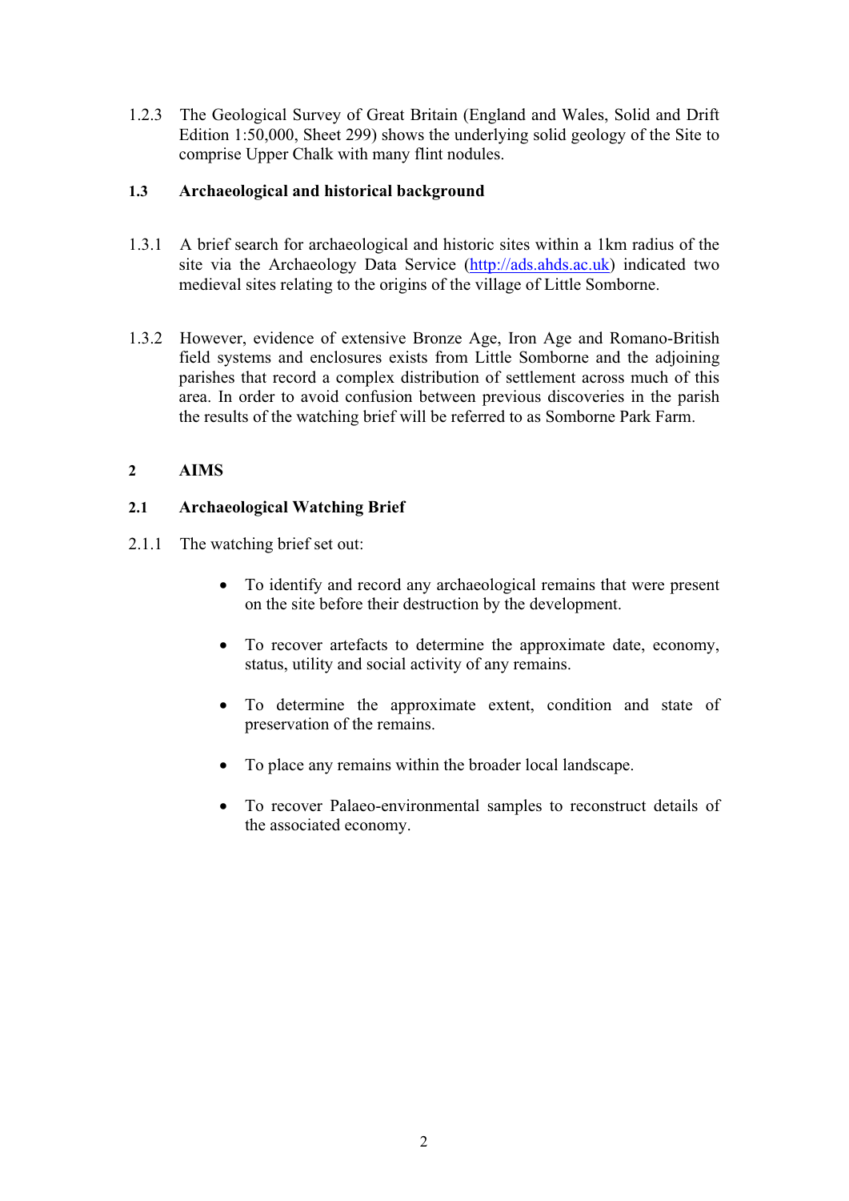1.2.3 The Geological Survey of Great Britain (England and Wales, Solid and Drift Edition 1:50,000, Sheet 299) shows the underlying solid geology of the Site to comprise Upper Chalk with many flint nodules.

### 1.3 Archaeological and historical background

1.3.1 A brief search for archaeological and historic sites within a 1km radius of the site via the Archaeology Data Service (http://ads.ahds.ac.uk) indicated two medieval sites relating to the origins of the village of Little Somborne.

1.3.2 However, evidence of extensive Bronze Age, Iron Age and Romano-British field systems and enclosures exists from Little Somborne and the adjoining parishes that record a complex distribution of settlement across much of this area. In order to avoid confusion between previous discoveries in the parish the results of the watching brief will be referred to as Somborne Park Farm.

## 2 AIMS

### 2.1 Archaeological Watching Brief

2.1.1 The watching brief set out:

- To identify and record any archaeological remains that were present on the site before their destruction by the development.
- To recover artefacts to determine the approximate date, economy, status, utility and social activity of any remains.
- To determine the approximate extent, condition and state of preservation of the remains.
- To place any remains within the broader local landscape.
- To recover Palaeo-environmental samples to reconstruct details of the associated economy.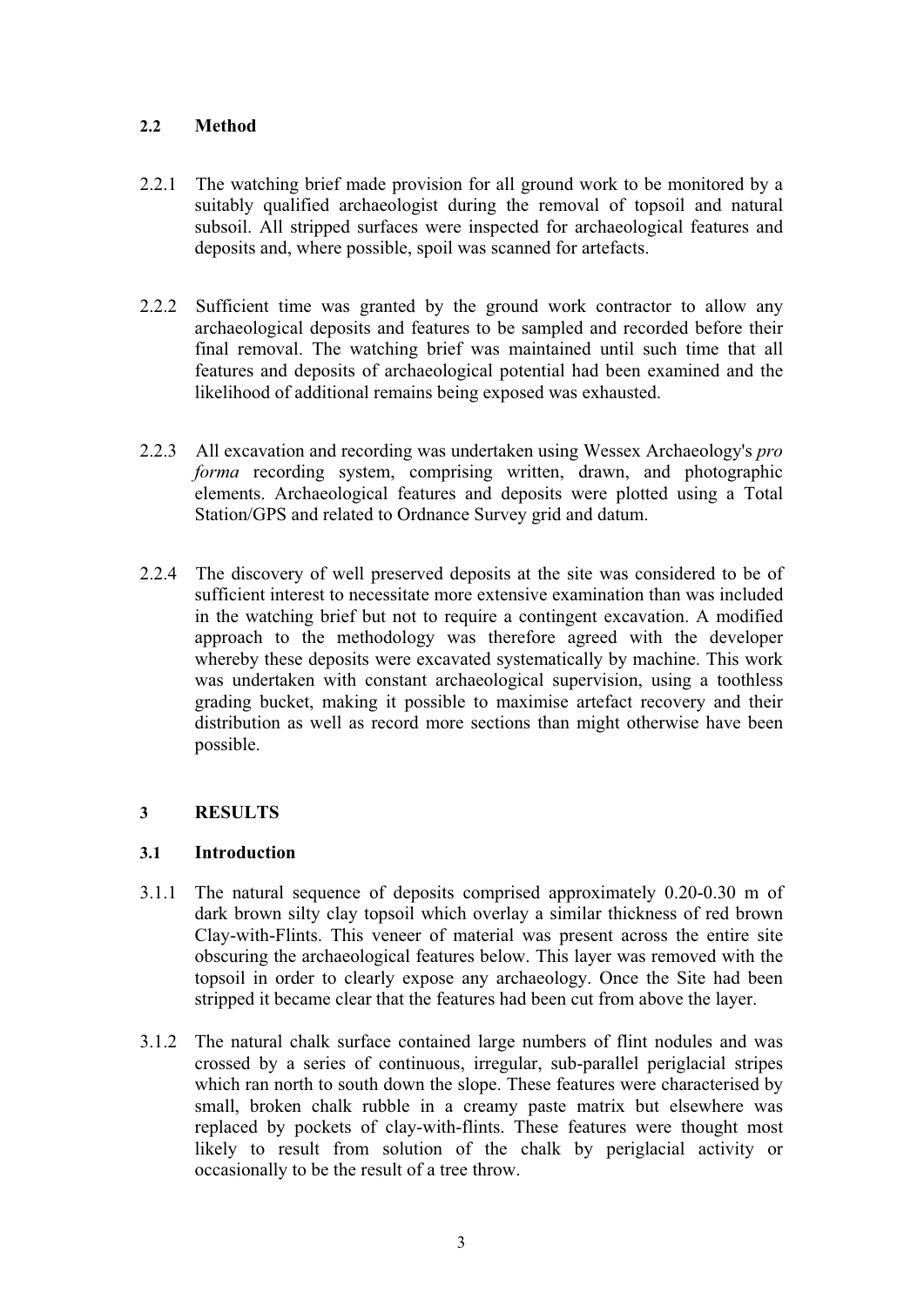### 2.2 Method

2.2.1 The watching brief made provision for all ground work to be monitored by a suitably qualified archaeologist during the removal of topsoil and natural subsoil. All stripped surfaces were inspected for archaeological features and deposits and, where possible, spoil was scanned for artefacts.

2.2.2 Sufficient time was granted by the ground work contractor to allow any archaeological deposits and features to be sampled and recorded before their final removal. The watching brief was maintained until such time that all features and deposits of archaeological potential had been examined and the likelihood of additional remains being exposed was exhausted.

2.2.3 All excavation and recording was undertaken using Wessex Archaeology's *pro forma* recording system, comprising written, drawn, and photographic elements. Archaeological features and deposits were plotted using a Total Station/GPS and related to Ordnance Survey grid and datum.

2.2.4 The discovery of well preserved deposits at the site was considered to be of sufficient interest to necessitate more extensive examination than was included in the watching brief but not to require a contingent excavation. A modified approach to the methodology was therefore agreed with the developer whereby these deposits were excavated systematically by machine. This work was undertaken with constant archaeological supervision, using a toothless grading bucket, making it possible to maximise artefact recovery and their distribution as well as record more sections than might otherwise have been possible.

## 3 RESULTS

### 3.1 Introduction

3.1.1 The natural sequence of deposits comprised approximately 0.20-0.30 m of dark brown silty clay topsoil which overlay a similar thickness of red brown Clay-with-Flints. This veneer of material was present across the entire site obscuring the archaeological features below. This layer was removed with the topsoil in order to clearly expose any archaeology. Once the Site had been stripped it became clear that the features had been cut from above the layer.

3.1.2 The natural chalk surface contained large numbers of flint nodules and was crossed by a series of continuous, irregular, sub-parallel periglacial stripes which ran north to south down the slope. These features were characterised by small, broken chalk rubble in a creamy paste matrix but elsewhere was replaced by pockets of clay-with-flints. These features were thought most likely to result from solution of the chalk by periglacial activity or occasionally to be the result of a tree throw.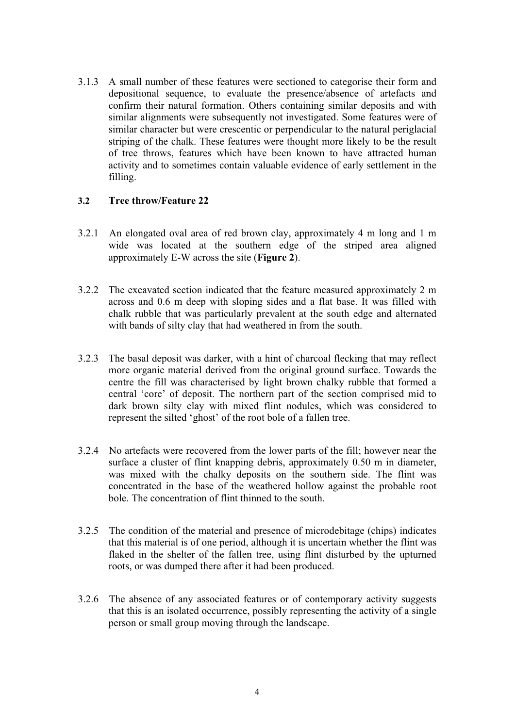3.1.3 A small number of these features were sectioned to categorise their form and depositional sequence, to evaluate the presence/absence of artefacts and confirm their natural formation. Others containing similar deposits and with similar alignments were subsequently not investigated. Some features were of similar character but were crescentic or perpendicular to the natural periglacial striping of the chalk. These features were thought more likely to be the result of tree throws, features which have been known to have attracted human activity and to sometimes contain valuable evidence of early settlement in the filling.

### 3.2 Tree throw/Feature 22

3.2.1 An elongated oval area of red brown clay, approximately 4 m long and 1 m wide was located at the southern edge of the striped area aligned approximately E-W across the site (**Figure 2**).

3.2.2 The excavated section indicated that the feature measured approximately 2 m across and 0.6 m deep with sloping sides and a flat base. It was filled with chalk rubble that was particularly prevalent at the south edge and alternated with bands of silty clay that had weathered in from the south.

3.2.3 The basal deposit was darker, with a hint of charcoal flecking that may reflect more organic material derived from the original ground surface. Towards the centre the fill was characterised by light brown chalky rubble that formed a central 'core' of deposit. The northern part of the section comprised mid to dark brown silty clay with mixed flint nodules, which was considered to represent the silted 'ghost' of the root bole of a fallen tree.

3.2.4 No artefacts were recovered from the lower parts of the fill; however near the surface a cluster of flint knapping debris, approximately 0.50 m in diameter, was mixed with the chalky deposits on the southern side. The flint was concentrated in the base of the weathered hollow against the probable root bole. The concentration of flint thinned to the south.

3.2.5 The condition of the material and presence of microdebitage (chips) indicates that this material is of one period, although it is uncertain whether the flint was flaked in the shelter of the fallen tree, using flint disturbed by the upturned roots, or was dumped there after it had been produced.

3.2.6 The absence of any associated features or of contemporary activity suggests that this is an isolated occurrence, possibly representing the activity of a single person or small group moving through the landscape.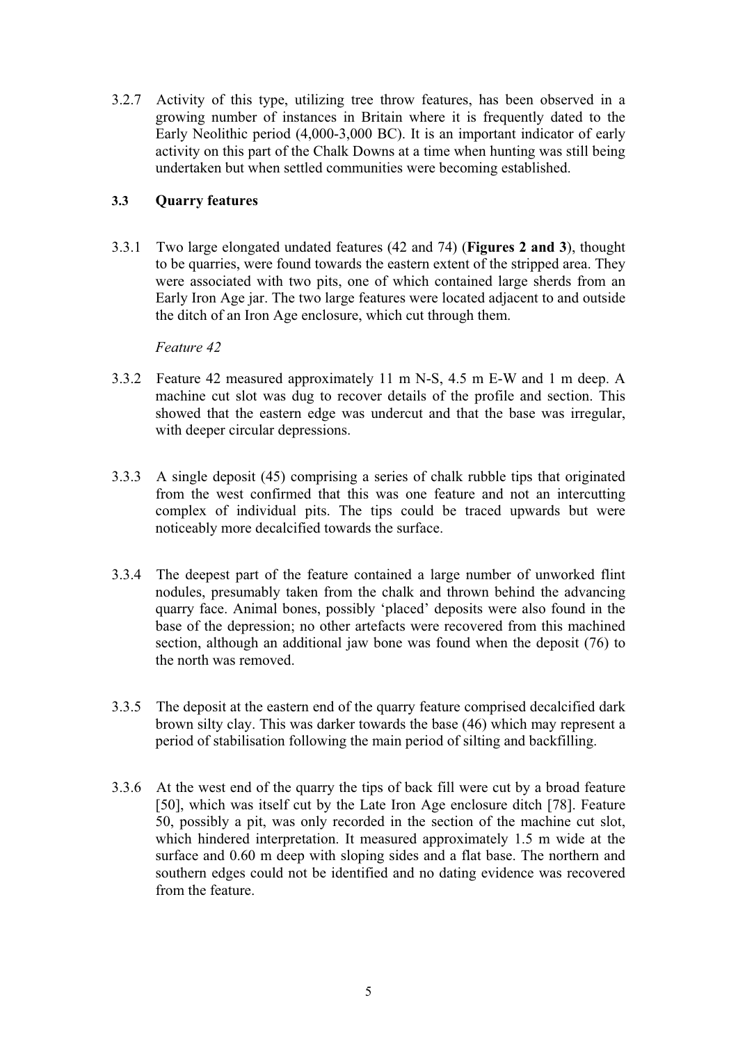3.2.7 Activity of this type, utilizing tree throw features, has been observed in a growing number of instances in Britain where it is frequently dated to the Early Neolithic period (4,000-3,000 BC). It is an important indicator of early activity on this part of the Chalk Downs at a time when hunting was still being undertaken but when settled communities were becoming established.

### 3.3 Quarry features

3.3.1 Two large elongated undated features (42 and 74) (**Figures 2 and 3**), thought to be quarries, were found towards the eastern extent of the stripped area. They were associated with two pits, one of which contained large sherds from an Early Iron Age jar. The two large features were located adjacent to and outside the ditch of an Iron Age enclosure, which cut through them.

*Feature 42*

3.3.2 Feature 42 measured approximately 11 m N-S, 4.5 m E-W and 1 m deep. A machine cut slot was dug to recover details of the profile and section. This showed that the eastern edge was undercut and that the base was irregular, with deeper circular depressions.

3.3.3 A single deposit (45) comprising a series of chalk rubble tips that originated from the west confirmed that this was one feature and not an intercutting complex of individual pits. The tips could be traced upwards but were noticeably more decalcified towards the surface.

3.3.4 The deepest part of the feature contained a large number of unworked flint nodules, presumably taken from the chalk and thrown behind the advancing quarry face. Animal bones, possibly 'placed' deposits were also found in the base of the depression; no other artefacts were recovered from this machined section, although an additional jaw bone was found when the deposit (76) to the north was removed.

3.3.5 The deposit at the eastern end of the quarry feature comprised decalcified dark brown silty clay. This was darker towards the base (46) which may represent a period of stabilisation following the main period of silting and backfilling.

3.3.6 At the west end of the quarry the tips of back fill were cut by a broad feature [50], which was itself cut by the Late Iron Age enclosure ditch [78]. Feature 50, possibly a pit, was only recorded in the section of the machine cut slot, which hindered interpretation. It measured approximately 1.5 m wide at the surface and 0.60 m deep with sloping sides and a flat base. The northern and southern edges could not be identified and no dating evidence was recovered from the feature.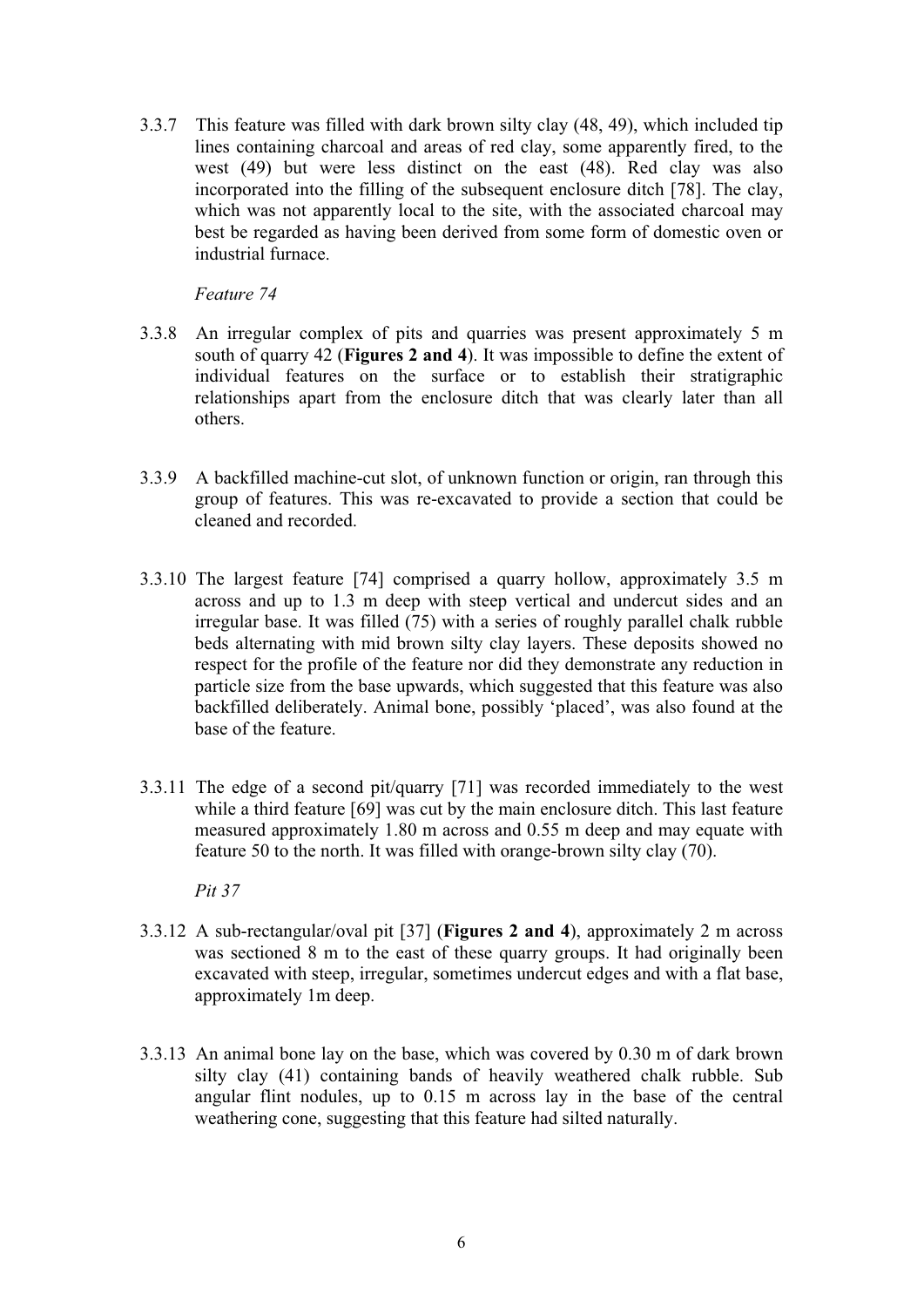3.3.7 This feature was filled with dark brown silty clay (48, 49), which included tip lines containing charcoal and areas of red clay, some apparently fired, to the west (49) but were less distinct on the east (48). Red clay was also incorporated into the filling of the subsequent enclosure ditch [78]. The clay, which was not apparently local to the site, with the associated charcoal may best be regarded as having been derived from some form of domestic oven or industrial furnace.

*Feature 74*

3.3.8 An irregular complex of pits and quarries was present approximately 5 m south of quarry 42 (**Figures 2 and 4**). It was impossible to define the extent of individual features on the surface or to establish their stratigraphic relationships apart from the enclosure ditch that was clearly later than all others.

3.3.9 A backfilled machine-cut slot, of unknown function or origin, ran through this group of features. This was re-excavated to provide a section that could be cleaned and recorded.

3.3.10 The largest feature [74] comprised a quarry hollow, approximately 3.5 m across and up to 1.3 m deep with steep vertical and undercut sides and an irregular base. It was filled (75) with a series of roughly parallel chalk rubble beds alternating with mid brown silty clay layers. These deposits showed no respect for the profile of the feature nor did they demonstrate any reduction in particle size from the base upwards, which suggested that this feature was also backfilled deliberately. Animal bone, possibly 'placed', was also found at the base of the feature.

3.3.11 The edge of a second pit/quarry [71] was recorded immediately to the west while a third feature [69] was cut by the main enclosure ditch. This last feature measured approximately 1.80 m across and 0.55 m deep and may equate with feature 50 to the north. It was filled with orange-brown silty clay (70).

*Pit 37*

3.3.12 A sub-rectangular/oval pit [37] (**Figures 2 and 4**), approximately 2 m across was sectioned 8 m to the east of these quarry groups. It had originally been excavated with steep, irregular, sometimes undercut edges and with a flat base, approximately 1m deep.

3.3.13 An animal bone lay on the base, which was covered by 0.30 m of dark brown silty clay (41) containing bands of heavily weathered chalk rubble. Sub angular flint nodules, up to 0.15 m across lay in the base of the central weathering cone, suggesting that this feature had silted naturally.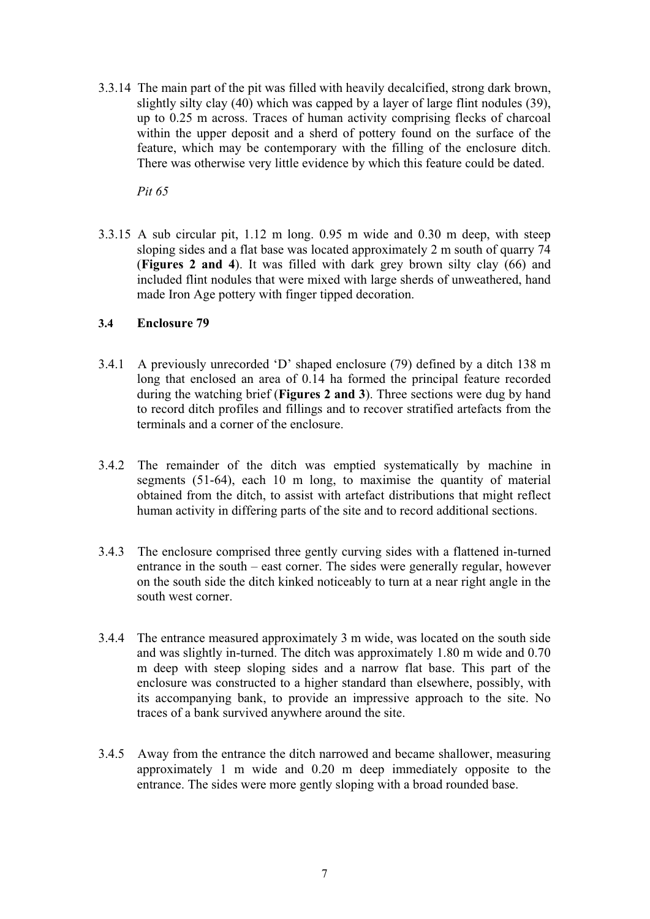3.3.14 The main part of the pit was filled with heavily decalcified, strong dark brown, slightly silty clay (40) which was capped by a layer of large flint nodules (39), up to 0.25 m across. Traces of human activity comprising flecks of charcoal within the upper deposit and a sherd of pottery found on the surface of the feature, which may be contemporary with the filling of the enclosure ditch. There was otherwise very little evidence by which this feature could be dated.

*Pit 65*

3.3.15 A sub circular pit, 1.12 m long. 0.95 m wide and 0.30 m deep, with steep sloping sides and a flat base was located approximately 2 m south of quarry 74 (**Figures 2 and 4**). It was filled with dark grey brown silty clay (66) and included flint nodules that were mixed with large sherds of unweathered, hand made Iron Age pottery with finger tipped decoration.

### 3.4 Enclosure 79

3.4.1 A previously unrecorded 'D' shaped enclosure (79) defined by a ditch 138 m long that enclosed an area of 0.14 ha formed the principal feature recorded during the watching brief (**Figures 2 and 3**). Three sections were dug by hand to record ditch profiles and fillings and to recover stratified artefacts from the terminals and a corner of the enclosure.

3.4.2 The remainder of the ditch was emptied systematically by machine in segments (51-64), each 10 m long, to maximise the quantity of material obtained from the ditch, to assist with artefact distributions that might reflect human activity in differing parts of the site and to record additional sections.

3.4.3 The enclosure comprised three gently curving sides with a flattened in-turned entrance in the south – east corner. The sides were generally regular, however on the south side the ditch kinked noticeably to turn at a near right angle in the south west corner.

3.4.4 The entrance measured approximately 3 m wide, was located on the south side and was slightly in-turned. The ditch was approximately 1.80 m wide and 0.70 m deep with steep sloping sides and a narrow flat base. This part of the enclosure was constructed to a higher standard than elsewhere, possibly, with its accompanying bank, to provide an impressive approach to the site. No traces of a bank survived anywhere around the site.

3.4.5 Away from the entrance the ditch narrowed and became shallower, measuring approximately 1 m wide and 0.20 m deep immediately opposite to the entrance. The sides were more gently sloping with a broad rounded base.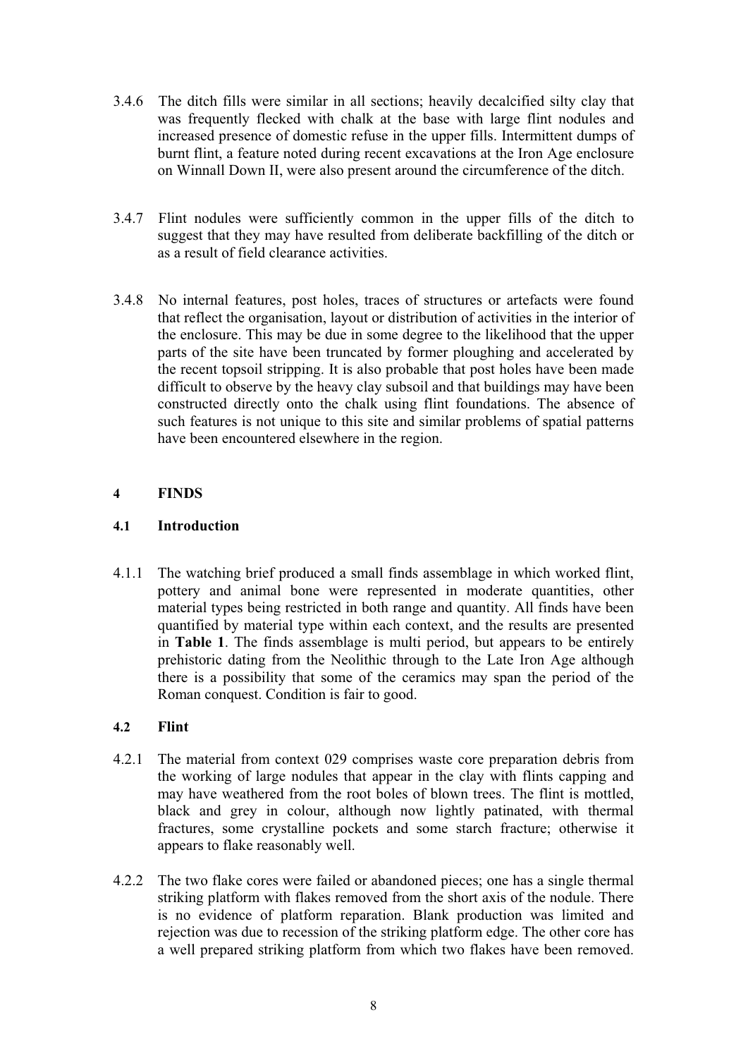3.4.6 The ditch fills were similar in all sections; heavily decalcified silty clay that was frequently flecked with chalk at the base with large flint nodules and increased presence of domestic refuse in the upper fills. Intermittent dumps of burnt flint, a feature noted during recent excavations at the Iron Age enclosure on Winnall Down II, were also present around the circumference of the ditch.

3.4.7 Flint nodules were sufficiently common in the upper fills of the ditch to suggest that they may have resulted from deliberate backfilling of the ditch or as a result of field clearance activities.

3.4.8 No internal features, post holes, traces of structures or artefacts were found that reflect the organisation, layout or distribution of activities in the interior of the enclosure. This may be due in some degree to the likelihood that the upper parts of the site have been truncated by former ploughing and accelerated by the recent topsoil stripping. It is also probable that post holes have been made difficult to observe by the heavy clay subsoil and that buildings may have been constructed directly onto the chalk using flint foundations. The absence of such features is not unique to this site and similar problems of spatial patterns have been encountered elsewhere in the region.

# 4 FINDS

## 4.1 Introduction

4.1.1 The watching brief produced a small finds assemblage in which worked flint, pottery and animal bone were represented in moderate quantities, other material types being restricted in both range and quantity. All finds have been quantified by material type within each context, and the results are presented in **Table 1**. The finds assemblage is multi period, but appears to be entirely prehistoric dating from the Neolithic through to the Late Iron Age although there is a possibility that some of the ceramics may span the period of the Roman conquest. Condition is fair to good.

## 4.2 Flint

4.2.1 The material from context 029 comprises waste core preparation debris from the working of large nodules that appear in the clay with flints capping and may have weathered from the root boles of blown trees. The flint is mottled, black and grey in colour, although now lightly patinated, with thermal fractures, some crystalline pockets and some starch fracture; otherwise it appears to flake reasonably well.

4.2.2 The two flake cores were failed or abandoned pieces; one has a single thermal striking platform with flakes removed from the short axis of the nodule. There is no evidence of platform reparation. Blank production was limited and rejection was due to recession of the striking platform edge. The other core has a well prepared striking platform from which two flakes have been removed.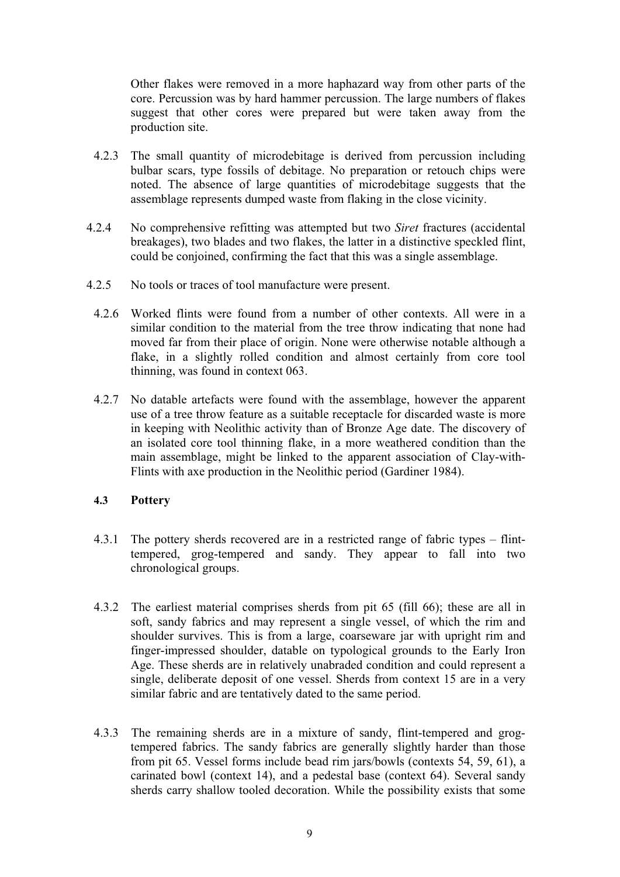Other flakes were removed in a more haphazard way from other parts of the core. Percussion was by hard hammer percussion. The large numbers of flakes suggest that other cores were prepared but were taken away from the production site.

4.2.3 The small quantity of microdebitage is derived from percussion including bulbar scars, type fossils of debitage. No preparation or retouch chips were noted. The absence of large quantities of microdebitage suggests that the assemblage represents dumped waste from flaking in the close vicinity.

4.2.4 No comprehensive refitting was attempted but two *Siret* fractures (accidental breakages), two blades and two flakes, the latter in a distinctive speckled flint, could be conjoined, confirming the fact that this was a single assemblage.

4.2.5 No tools or traces of tool manufacture were present.

4.2.6 Worked flints were found from a number of other contexts. All were in a similar condition to the material from the tree throw indicating that none had moved far from their place of origin. None were otherwise notable although a flake, in a slightly rolled condition and almost certainly from core tool thinning, was found in context 063.

4.2.7 No datable artefacts were found with the assemblage, however the apparent use of a tree throw feature as a suitable receptacle for discarded waste is more in keeping with Neolithic activity than of Bronze Age date. The discovery of an isolated core tool thinning flake, in a more weathered condition than the main assemblage, might be linked to the apparent association of Clay-with-Flints with axe production in the Neolithic period (Gardiner 1984).

### 4.3 Pottery

4.3.1 The pottery sherds recovered are in a restricted range of fabric types – flint-tempered, grog-tempered and sandy. They appear to fall into two chronological groups.

4.3.2 The earliest material comprises sherds from pit 65 (fill 66); these are all in soft, sandy fabrics and may represent a single vessel, of which the rim and shoulder survives. This is from a large, coarseware jar with upright rim and finger-impressed shoulder, datable on typological grounds to the Early Iron Age. These sherds are in relatively unabraded condition and could represent a single, deliberate deposit of one vessel. Sherds from context 15 are in a very similar fabric and are tentatively dated to the same period.

4.3.3 The remaining sherds are in a mixture of sandy, flint-tempered and grog-tempered fabrics. The sandy fabrics are generally slightly harder than those from pit 65. Vessel forms include bead rim jars/bowls (contexts 54, 59, 61), a carinated bowl (context 14), and a pedestal base (context 64). Several sandy sherds carry shallow tooled decoration. While the possibility exists that some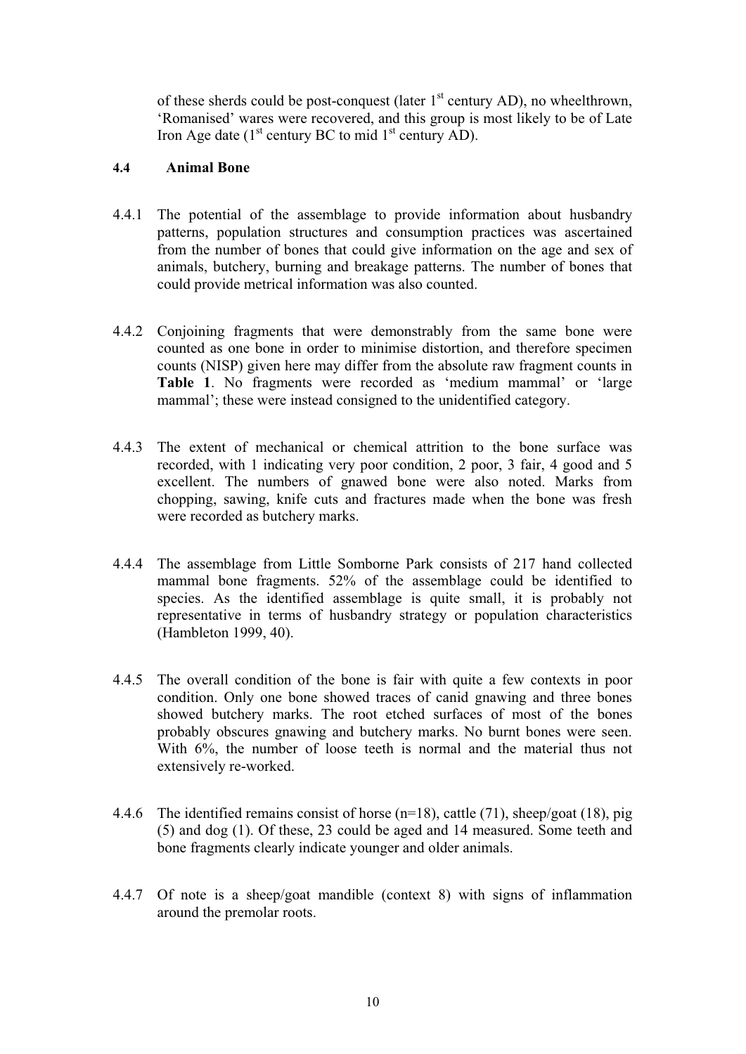of these sherds could be post-conquest (later 1st century AD), no wheelthrown, 'Romanised' wares were recovered, and this group is most likely to be of Late Iron Age date (1st century BC to mid 1st century AD).

#### 4.4 Animal Bone

4.4.1 The potential of the assemblage to provide information about husbandry patterns, population structures and consumption practices was ascertained from the number of bones that could give information on the age and sex of animals, butchery, burning and breakage patterns. The number of bones that could provide metrical information was also counted.

4.4.2 Conjoining fragments that were demonstrably from the same bone were counted as one bone in order to minimise distortion, and therefore specimen counts (NISP) given here may differ from the absolute raw fragment counts in **Table 1**. No fragments were recorded as 'medium mammal' or 'large mammal'; these were instead consigned to the unidentified category.

4.4.3 The extent of mechanical or chemical attrition to the bone surface was recorded, with 1 indicating very poor condition, 2 poor, 3 fair, 4 good and 5 excellent. The numbers of gnawed bone were also noted. Marks from chopping, sawing, knife cuts and fractures made when the bone was fresh were recorded as butchery marks.

4.4.4 The assemblage from Little Somborne Park consists of 217 hand collected mammal bone fragments. 52% of the assemblage could be identified to species. As the identified assemblage is quite small, it is probably not representative in terms of husbandry strategy or population characteristics (Hambleton 1999, 40).

4.4.5 The overall condition of the bone is fair with quite a few contexts in poor condition. Only one bone showed traces of canid gnawing and three bones showed butchery marks. The root etched surfaces of most of the bones probably obscures gnawing and butchery marks. No burnt bones were seen. With 6%, the number of loose teeth is normal and the material thus not extensively re-worked.

4.4.6 The identified remains consist of horse (n=18), cattle (71), sheep/goat (18), pig (5) and dog (1). Of these, 23 could be aged and 14 measured. Some teeth and bone fragments clearly indicate younger and older animals.

4.4.7 Of note is a sheep/goat mandible (context 8) with signs of inflammation around the premolar roots.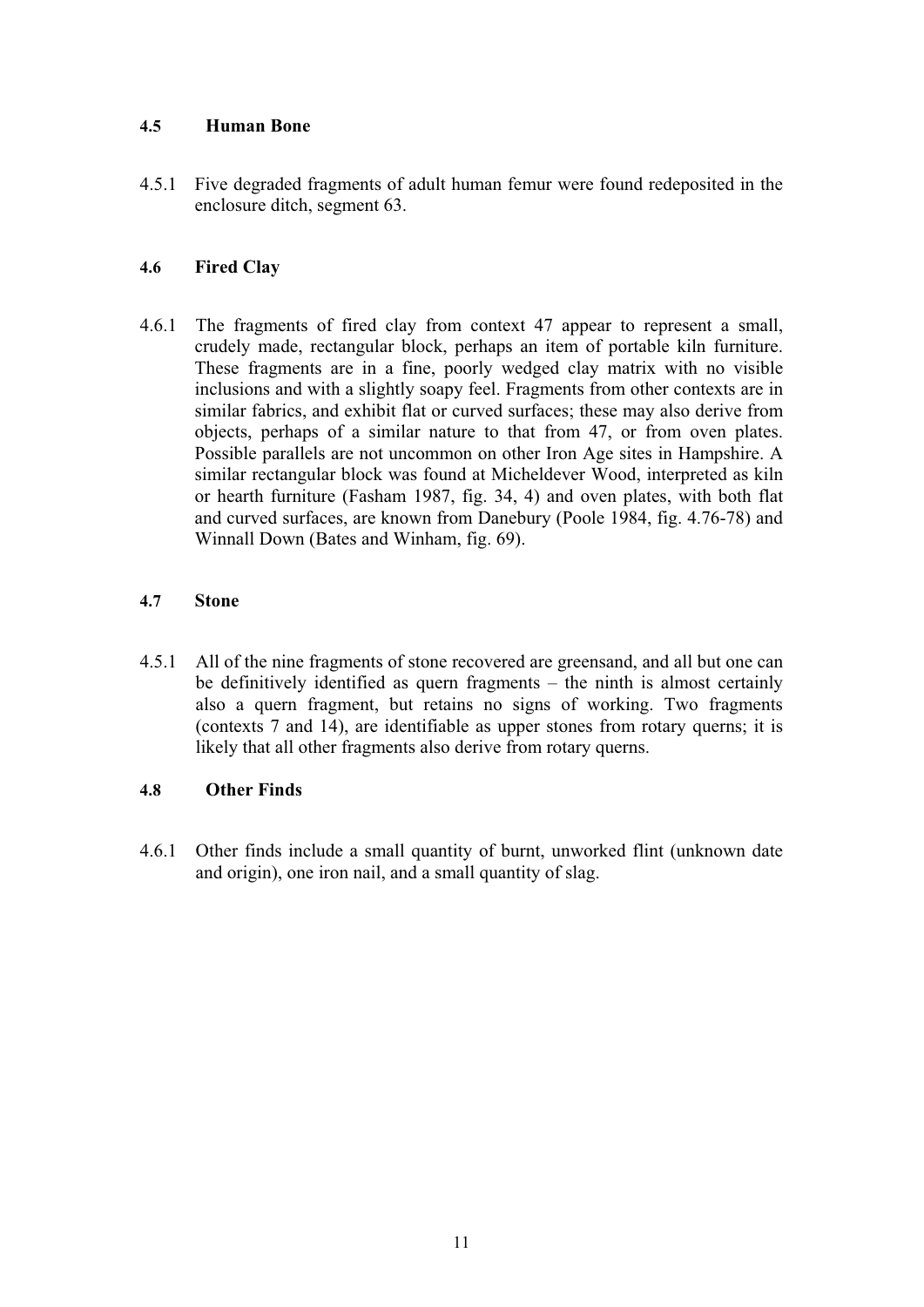### 4.5 Human Bone

4.5.1 Five degraded fragments of adult human femur were found redeposited in the enclosure ditch, segment 63.

### 4.6 Fired Clay

4.6.1 The fragments of fired clay from context 47 appear to represent a small, crudely made, rectangular block, perhaps an item of portable kiln furniture. These fragments are in a fine, poorly wedged clay matrix with no visible inclusions and with a slightly soapy feel. Fragments from other contexts are in similar fabrics, and exhibit flat or curved surfaces; these may also derive from objects, perhaps of a similar nature to that from 47, or from oven plates. Possible parallels are not uncommon on other Iron Age sites in Hampshire. A similar rectangular block was found at Micheldever Wood, interpreted as kiln or hearth furniture (Fasham 1987, fig. 34, 4) and oven plates, with both flat and curved surfaces, are known from Danebury (Poole 1984, fig. 4.76-78) and Winnall Down (Bates and Winham, fig. 69).

### 4.7 Stone

4.5.1 All of the nine fragments of stone recovered are greensand, and all but one can be definitively identified as quern fragments – the ninth is almost certainly also a quern fragment, but retains no signs of working. Two fragments (contexts 7 and 14), are identifiable as upper stones from rotary querns; it is likely that all other fragments also derive from rotary querns.

### 4.8 Other Finds

4.6.1 Other finds include a small quantity of burnt, unworked flint (unknown date and origin), one iron nail, and a small quantity of slag.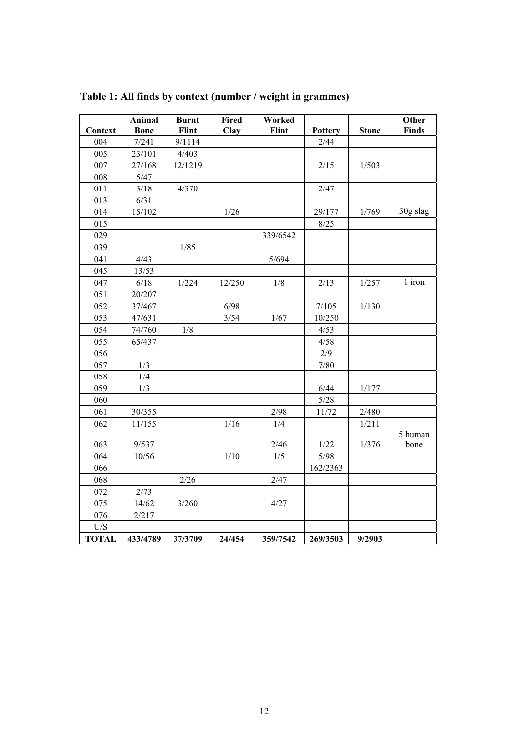**Table 1: All finds by context (number / weight in grammes)**

| Context | Animal Bone | Burnt Flint | Fired Clay | Worked Flint | Pottery | Stone | Other Finds |
|---|---|---|---|---|---|---|---|
| 004 | 7/241 | 9/1114 | | | 2/44 | | |
| 005 | 23/101 | 4/403 | | | | | |
| 007 | 27/168 | 12/1219 | | | 2/15 | 1/503 | |
| 008 | 5/47 | | | | | | |
| 011 | 3/18 | 4/370 | | | 2/47 | | |
| 013 | 6/31 | | | | | | |
| 014 | 15/102 | | 1/26 | | 29/177 | 1/769 | 30g slag |
| 015 | | | | | 8/25 | | |
| 029 | | | | 339/6542 | | | |
| 039 | | 1/85 | | | | | |
| 041 | 4/43 | | | 5/694 | | | |
| 045 | 13/53 | | | | | | |
| 047 | 6/18 | 1/224 | 12/250 | 1/8 | 2/13 | 1/257 | 1 iron |
| 051 | 20/207 | | | | | | |
| 052 | 37/467 | | 6/98 | | 7/105 | 1/130 | |
| 053 | 47/631 | | 3/54 | 1/67 | 10/250 | | |
| 054 | 74/760 | 1/8 | | | 4/53 | | |
| 055 | 65/437 | | | | 4/58 | | |
| 056 | | | | | 2/9 | | |
| 057 | 1/3 | | | | 7/80 | | |
| 058 | 1/4 | | | | | | |
| 059 | 1/3 | | | | 6/44 | 1/177 | |
| 060 | | | | | 5/28 | | |
| 061 | 30/355 | | | 2/98 | 11/72 | 2/480 | |
| 062 | 11/155 | | 1/16 | 1/4 | | 1/211 | |
| 063 | 9/537 | | | 2/46 | 1/22 | 1/376 | 5 human bone |
| 064 | 10/56 | | 1/10 | 1/5 | 5/98 | | |
| 066 | | | | | 162/2363 | | |
| 068 | | 2/26 | | 2/47 | | | |
| 072 | 2/73 | | | | | | |
| 075 | 14/62 | 3/260 | | 4/27 | | | |
| 076 | 2/217 | | | | | | |
| U/S | | | | | | | |
| **TOTAL** | **433/4789** | **37/3709** | **24/454** | **359/7542** | **269/3503** | **9/2903** | |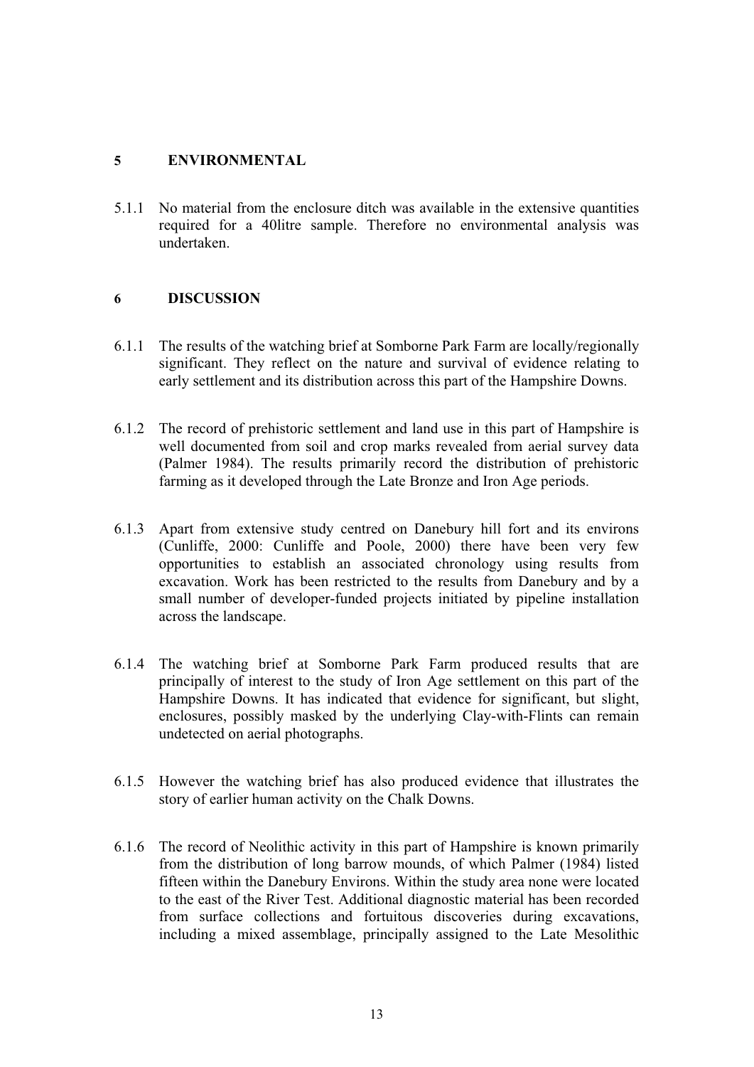## 5 ENVIRONMENTAL

5.1.1 No material from the enclosure ditch was available in the extensive quantities required for a 40litre sample. Therefore no environmental analysis was undertaken.

## 6 DISCUSSION

6.1.1 The results of the watching brief at Somborne Park Farm are locally/regionally significant. They reflect on the nature and survival of evidence relating to early settlement and its distribution across this part of the Hampshire Downs.

6.1.2 The record of prehistoric settlement and land use in this part of Hampshire is well documented from soil and crop marks revealed from aerial survey data (Palmer 1984). The results primarily record the distribution of prehistoric farming as it developed through the Late Bronze and Iron Age periods.

6.1.3 Apart from extensive study centred on Danebury hill fort and its environs (Cunliffe, 2000: Cunliffe and Poole, 2000) there have been very few opportunities to establish an associated chronology using results from excavation. Work has been restricted to the results from Danebury and by a small number of developer-funded projects initiated by pipeline installation across the landscape.

6.1.4 The watching brief at Somborne Park Farm produced results that are principally of interest to the study of Iron Age settlement on this part of the Hampshire Downs. It has indicated that evidence for significant, but slight, enclosures, possibly masked by the underlying Clay-with-Flints can remain undetected on aerial photographs.

6.1.5 However the watching brief has also produced evidence that illustrates the story of earlier human activity on the Chalk Downs.

6.1.6 The record of Neolithic activity in this part of Hampshire is known primarily from the distribution of long barrow mounds, of which Palmer (1984) listed fifteen within the Danebury Environs. Within the study area none were located to the east of the River Test. Additional diagnostic material has been recorded from surface collections and fortuitous discoveries during excavations, including a mixed assemblage, principally assigned to the Late Mesolithic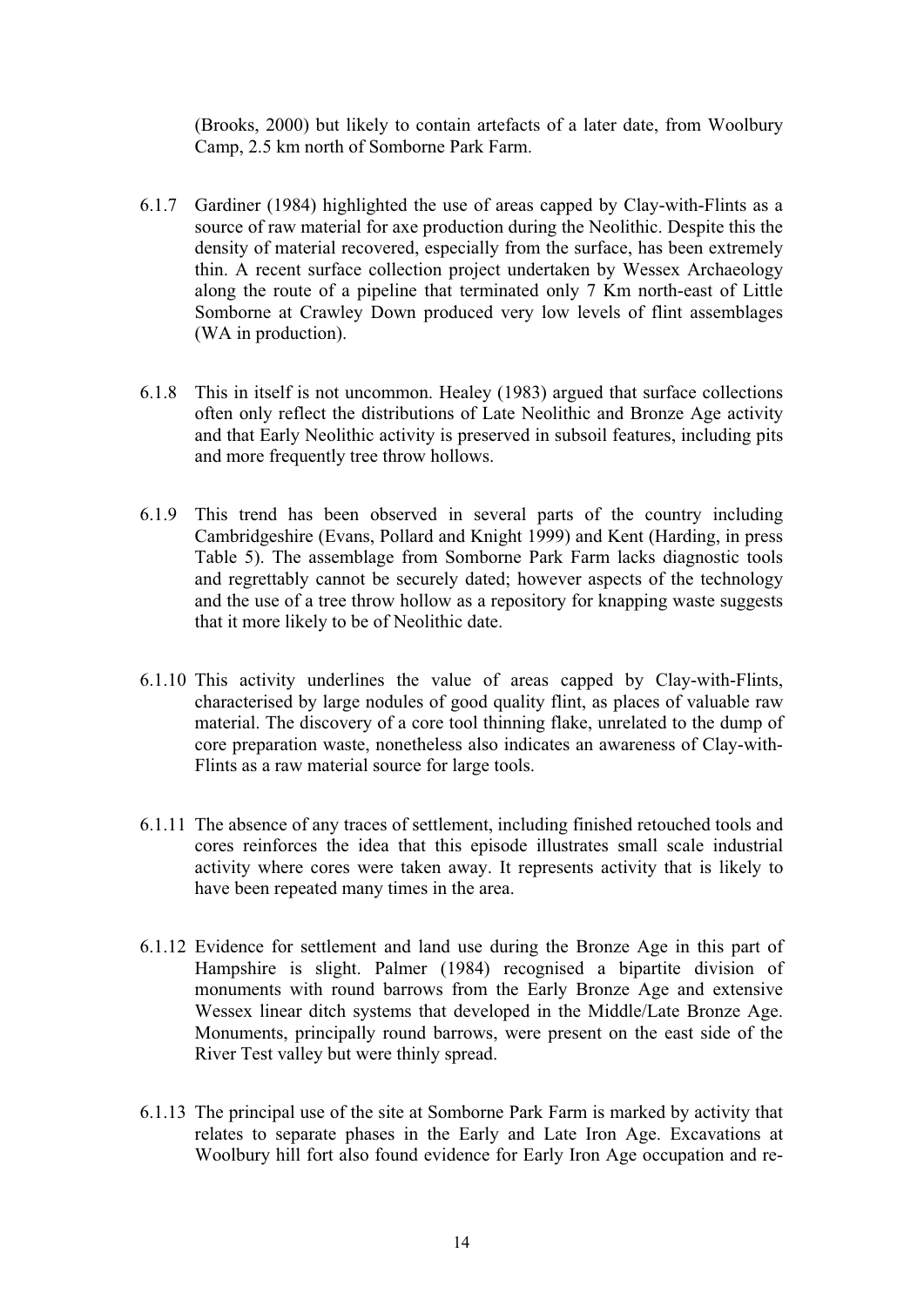(Brooks, 2000) but likely to contain artefacts of a later date, from Woolbury Camp, 2.5 km north of Somborne Park Farm.

6.1.7 Gardiner (1984) highlighted the use of areas capped by Clay-with-Flints as a source of raw material for axe production during the Neolithic. Despite this the density of material recovered, especially from the surface, has been extremely thin. A recent surface collection project undertaken by Wessex Archaeology along the route of a pipeline that terminated only 7 Km north-east of Little Somborne at Crawley Down produced very low levels of flint assemblages (WA in production).

6.1.8 This in itself is not uncommon. Healey (1983) argued that surface collections often only reflect the distributions of Late Neolithic and Bronze Age activity and that Early Neolithic activity is preserved in subsoil features, including pits and more frequently tree throw hollows.

6.1.9 This trend has been observed in several parts of the country including Cambridgeshire (Evans, Pollard and Knight 1999) and Kent (Harding, in press Table 5). The assemblage from Somborne Park Farm lacks diagnostic tools and regrettably cannot be securely dated; however aspects of the technology and the use of a tree throw hollow as a repository for knapping waste suggests that it more likely to be of Neolithic date.

6.1.10 This activity underlines the value of areas capped by Clay-with-Flints, characterised by large nodules of good quality flint, as places of valuable raw material. The discovery of a core tool thinning flake, unrelated to the dump of core preparation waste, nonetheless also indicates an awareness of Clay-with-Flints as a raw material source for large tools.

6.1.11 The absence of any traces of settlement, including finished retouched tools and cores reinforces the idea that this episode illustrates small scale industrial activity where cores were taken away. It represents activity that is likely to have been repeated many times in the area.

6.1.12 Evidence for settlement and land use during the Bronze Age in this part of Hampshire is slight. Palmer (1984) recognised a bipartite division of monuments with round barrows from the Early Bronze Age and extensive Wessex linear ditch systems that developed in the Middle/Late Bronze Age. Monuments, principally round barrows, were present on the east side of the River Test valley but were thinly spread.

6.1.13 The principal use of the site at Somborne Park Farm is marked by activity that relates to separate phases in the Early and Late Iron Age. Excavations at Woolbury hill fort also found evidence for Early Iron Age occupation and re-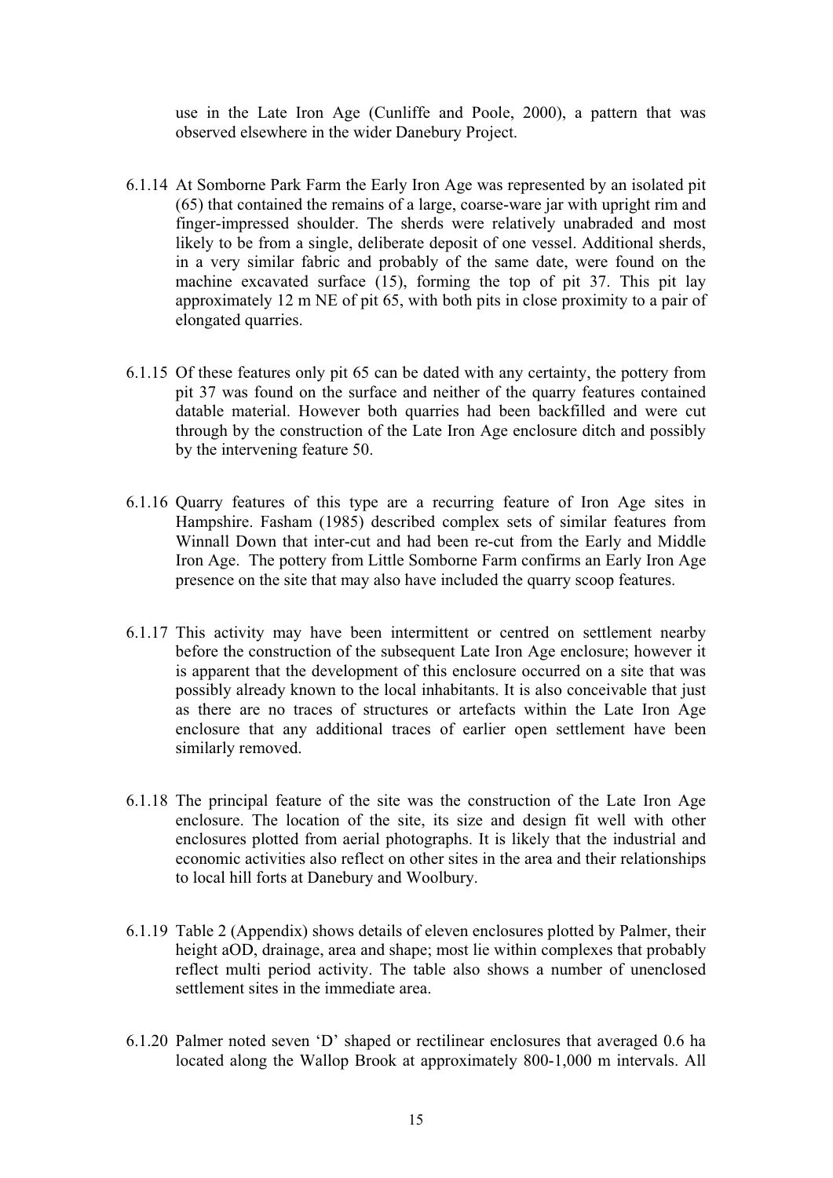use in the Late Iron Age (Cunliffe and Poole, 2000), a pattern that was observed elsewhere in the wider Danebury Project.

6.1.14 At Somborne Park Farm the Early Iron Age was represented by an isolated pit (65) that contained the remains of a large, coarse-ware jar with upright rim and finger-impressed shoulder. The sherds were relatively unabraded and most likely to be from a single, deliberate deposit of one vessel. Additional sherds, in a very similar fabric and probably of the same date, were found on the machine excavated surface (15), forming the top of pit 37. This pit lay approximately 12 m NE of pit 65, with both pits in close proximity to a pair of elongated quarries.

6.1.15 Of these features only pit 65 can be dated with any certainty, the pottery from pit 37 was found on the surface and neither of the quarry features contained datable material. However both quarries had been backfilled and were cut through by the construction of the Late Iron Age enclosure ditch and possibly by the intervening feature 50.

6.1.16 Quarry features of this type are a recurring feature of Iron Age sites in Hampshire. Fasham (1985) described complex sets of similar features from Winnall Down that inter-cut and had been re-cut from the Early and Middle Iron Age. The pottery from Little Somborne Farm confirms an Early Iron Age presence on the site that may also have included the quarry scoop features.

6.1.17 This activity may have been intermittent or centred on settlement nearby before the construction of the subsequent Late Iron Age enclosure; however it is apparent that the development of this enclosure occurred on a site that was possibly already known to the local inhabitants. It is also conceivable that just as there are no traces of structures or artefacts within the Late Iron Age enclosure that any additional traces of earlier open settlement have been similarly removed.

6.1.18 The principal feature of the site was the construction of the Late Iron Age enclosure. The location of the site, its size and design fit well with other enclosures plotted from aerial photographs. It is likely that the industrial and economic activities also reflect on other sites in the area and their relationships to local hill forts at Danebury and Woolbury.

6.1.19 Table 2 (Appendix) shows details of eleven enclosures plotted by Palmer, their height aOD, drainage, area and shape; most lie within complexes that probably reflect multi period activity. The table also shows a number of unenclosed settlement sites in the immediate area.

6.1.20 Palmer noted seven 'D' shaped or rectilinear enclosures that averaged 0.6 ha located along the Wallop Brook at approximately 800-1,000 m intervals. All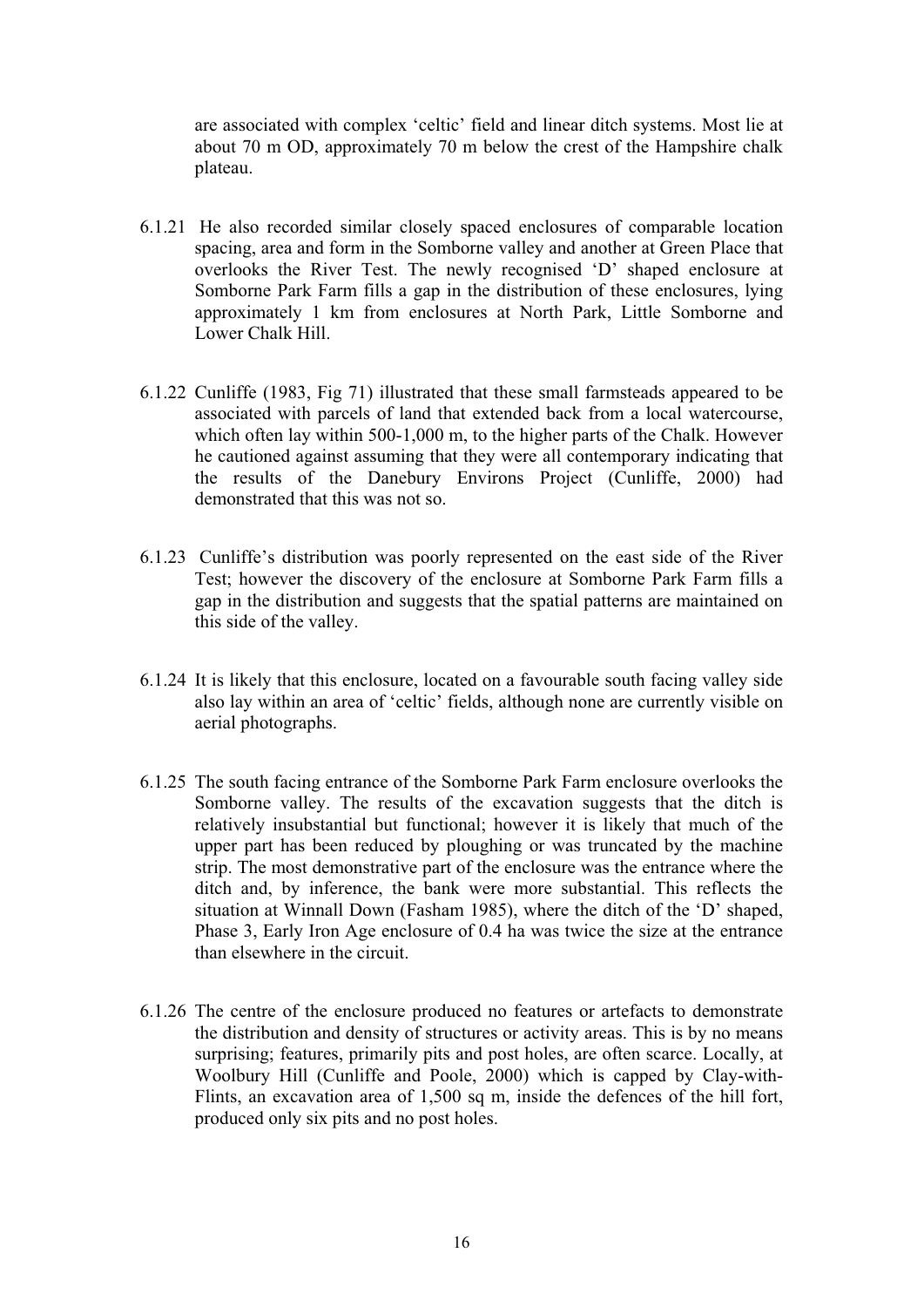are associated with complex 'celtic' field and linear ditch systems. Most lie at about 70 m OD, approximately 70 m below the crest of the Hampshire chalk plateau.

6.1.21 He also recorded similar closely spaced enclosures of comparable location spacing, area and form in the Somborne valley and another at Green Place that overlooks the River Test. The newly recognised 'D' shaped enclosure at Somborne Park Farm fills a gap in the distribution of these enclosures, lying approximately 1 km from enclosures at North Park, Little Somborne and Lower Chalk Hill.

6.1.22 Cunliffe (1983, Fig 71) illustrated that these small farmsteads appeared to be associated with parcels of land that extended back from a local watercourse, which often lay within 500-1,000 m, to the higher parts of the Chalk. However he cautioned against assuming that they were all contemporary indicating that the results of the Danebury Environs Project (Cunliffe, 2000) had demonstrated that this was not so.

6.1.23 Cunliffe's distribution was poorly represented on the east side of the River Test; however the discovery of the enclosure at Somborne Park Farm fills a gap in the distribution and suggests that the spatial patterns are maintained on this side of the valley.

6.1.24 It is likely that this enclosure, located on a favourable south facing valley side also lay within an area of 'celtic' fields, although none are currently visible on aerial photographs.

6.1.25 The south facing entrance of the Somborne Park Farm enclosure overlooks the Somborne valley. The results of the excavation suggests that the ditch is relatively insubstantial but functional; however it is likely that much of the upper part has been reduced by ploughing or was truncated by the machine strip. The most demonstrative part of the enclosure was the entrance where the ditch and, by inference, the bank were more substantial. This reflects the situation at Winnall Down (Fasham 1985), where the ditch of the 'D' shaped, Phase 3, Early Iron Age enclosure of 0.4 ha was twice the size at the entrance than elsewhere in the circuit.

6.1.26 The centre of the enclosure produced no features or artefacts to demonstrate the distribution and density of structures or activity areas. This is by no means surprising; features, primarily pits and post holes, are often scarce. Locally, at Woolbury Hill (Cunliffe and Poole, 2000) which is capped by Clay-with-Flints, an excavation area of 1,500 sq m, inside the defences of the hill fort, produced only six pits and no post holes.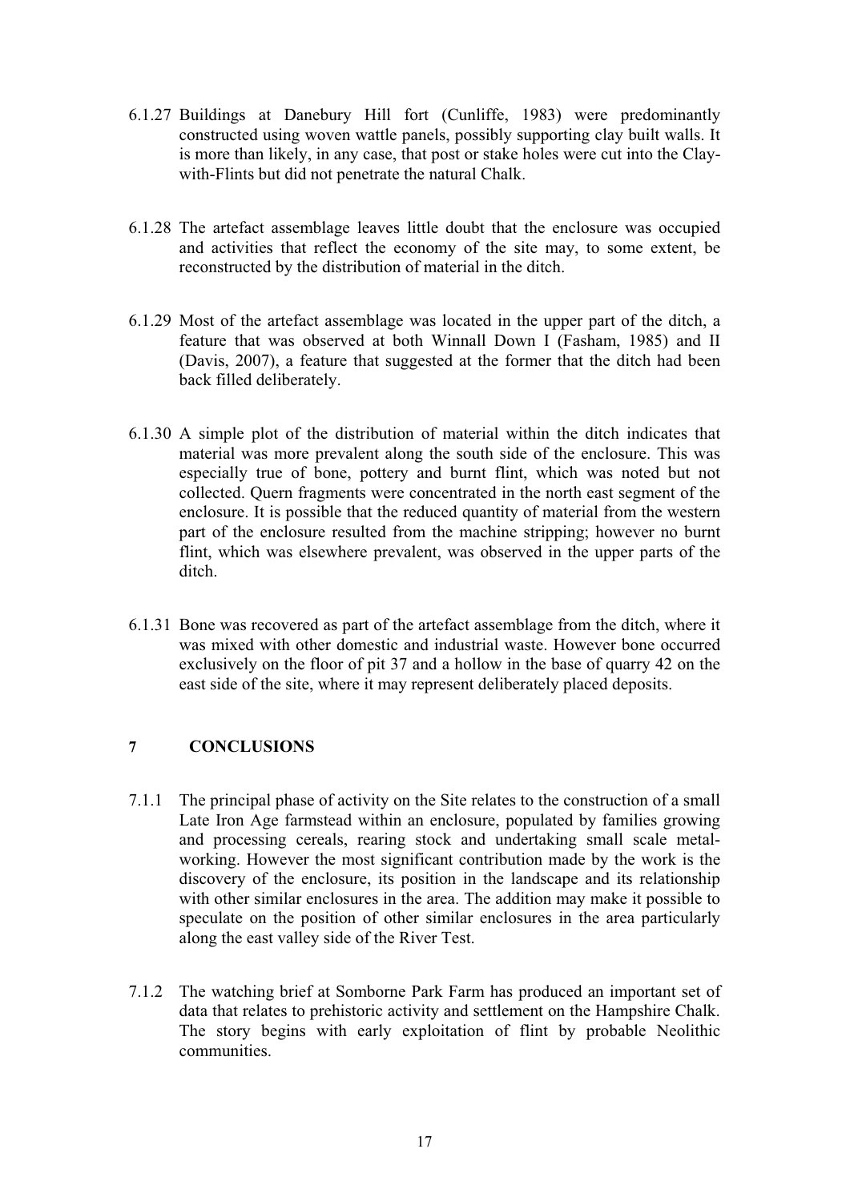6.1.27 Buildings at Danebury Hill fort (Cunliffe, 1983) were predominantly constructed using woven wattle panels, possibly supporting clay built walls. It is more than likely, in any case, that post or stake holes were cut into the Clay-with-Flints but did not penetrate the natural Chalk.

6.1.28 The artefact assemblage leaves little doubt that the enclosure was occupied and activities that reflect the economy of the site may, to some extent, be reconstructed by the distribution of material in the ditch.

6.1.29 Most of the artefact assemblage was located in the upper part of the ditch, a feature that was observed at both Winnall Down I (Fasham, 1985) and II (Davis, 2007), a feature that suggested at the former that the ditch had been back filled deliberately.

6.1.30 A simple plot of the distribution of material within the ditch indicates that material was more prevalent along the south side of the enclosure. This was especially true of bone, pottery and burnt flint, which was noted but not collected. Quern fragments were concentrated in the north east segment of the enclosure. It is possible that the reduced quantity of material from the western part of the enclosure resulted from the machine stripping; however no burnt flint, which was elsewhere prevalent, was observed in the upper parts of the ditch.

6.1.31 Bone was recovered as part of the artefact assemblage from the ditch, where it was mixed with other domestic and industrial waste. However bone occurred exclusively on the floor of pit 37 and a hollow in the base of quarry 42 on the east side of the site, where it may represent deliberately placed deposits.

## 7 CONCLUSIONS

7.1.1 The principal phase of activity on the Site relates to the construction of a small Late Iron Age farmstead within an enclosure, populated by families growing and processing cereals, rearing stock and undertaking small scale metal-working. However the most significant contribution made by the work is the discovery of the enclosure, its position in the landscape and its relationship with other similar enclosures in the area. The addition may make it possible to speculate on the position of other similar enclosures in the area particularly along the east valley side of the River Test.

7.1.2 The watching brief at Somborne Park Farm has produced an important set of data that relates to prehistoric activity and settlement on the Hampshire Chalk. The story begins with early exploitation of flint by probable Neolithic communities.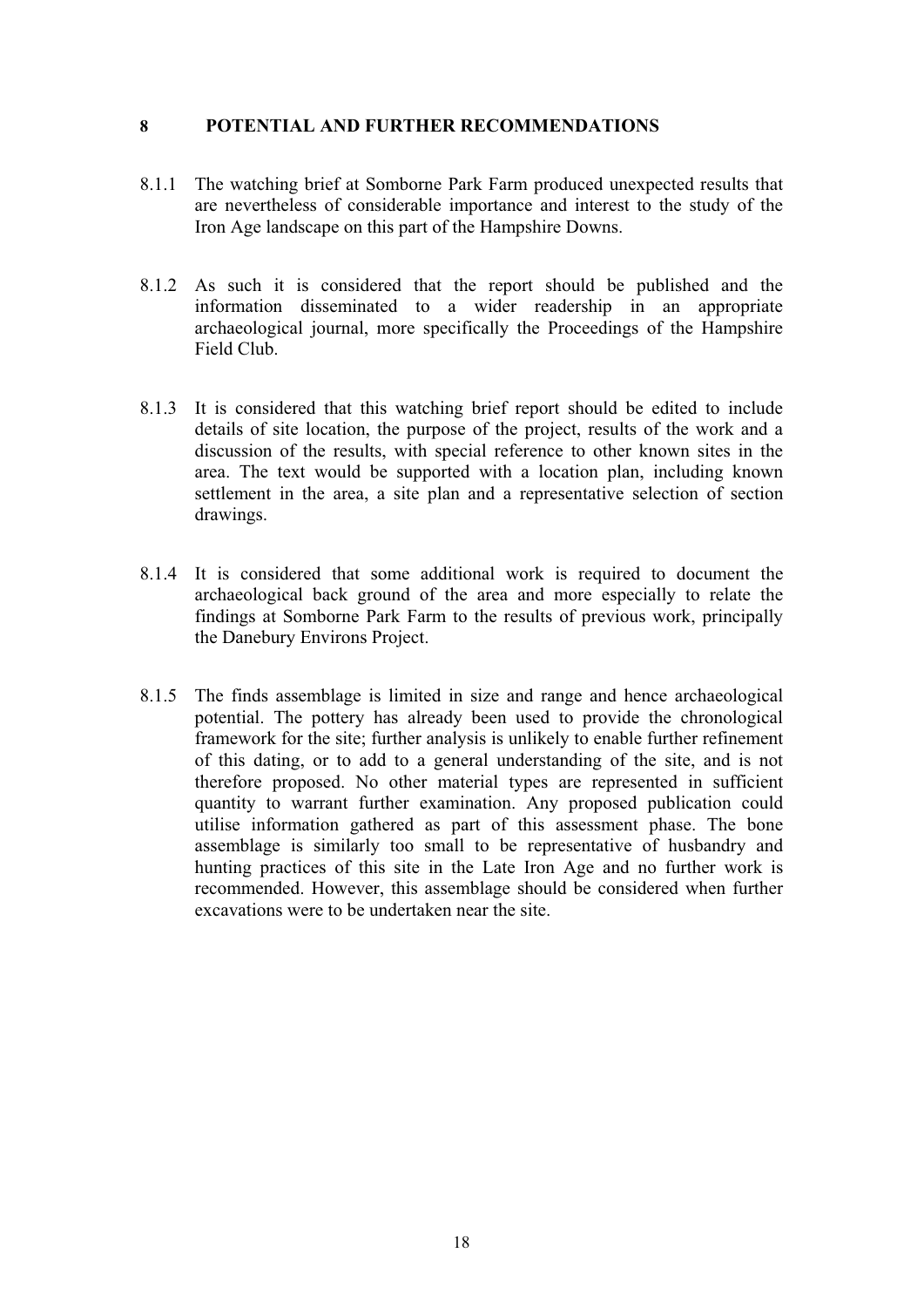## 8 POTENTIAL AND FURTHER RECOMMENDATIONS

8.1.1 The watching brief at Somborne Park Farm produced unexpected results that are nevertheless of considerable importance and interest to the study of the Iron Age landscape on this part of the Hampshire Downs.

8.1.2 As such it is considered that the report should be published and the information disseminated to a wider readership in an appropriate archaeological journal, more specifically the Proceedings of the Hampshire Field Club.

8.1.3 It is considered that this watching brief report should be edited to include details of site location, the purpose of the project, results of the work and a discussion of the results, with special reference to other known sites in the area. The text would be supported with a location plan, including known settlement in the area, a site plan and a representative selection of section drawings.

8.1.4 It is considered that some additional work is required to document the archaeological back ground of the area and more especially to relate the findings at Somborne Park Farm to the results of previous work, principally the Danebury Environs Project.

8.1.5 The finds assemblage is limited in size and range and hence archaeological potential. The pottery has already been used to provide the chronological framework for the site; further analysis is unlikely to enable further refinement of this dating, or to add to a general understanding of the site, and is not therefore proposed. No other material types are represented in sufficient quantity to warrant further examination. Any proposed publication could utilise information gathered as part of this assessment phase. The bone assemblage is similarly too small to be representative of husbandry and hunting practices of this site in the Late Iron Age and no further work is recommended. However, this assemblage should be considered when further excavations were to be undertaken near the site.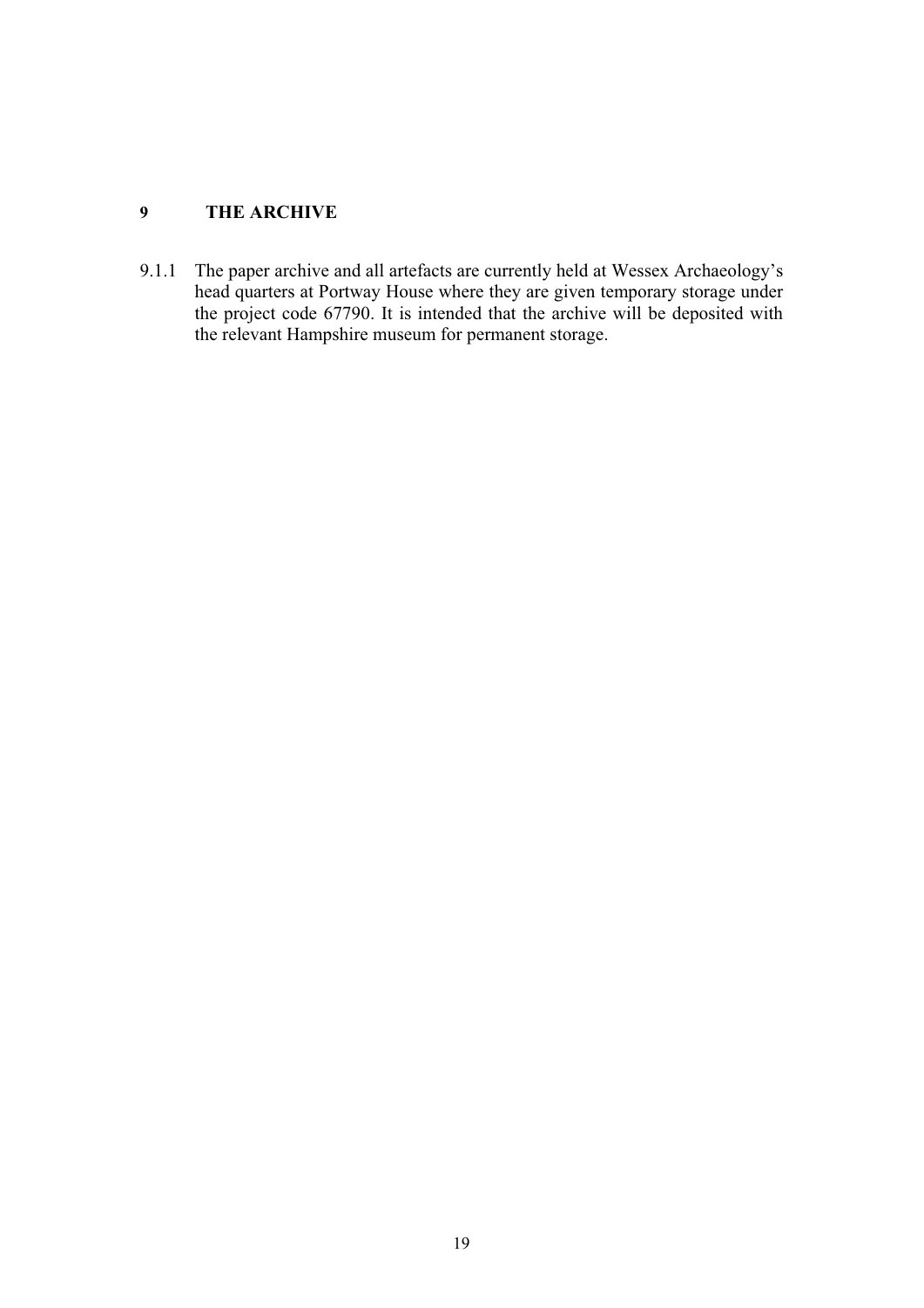# 9 THE ARCHIVE

9.1.1 The paper archive and all artefacts are currently held at Wessex Archaeology's head quarters at Portway House where they are given temporary storage under the project code 67790. It is intended that the archive will be deposited with the relevant Hampshire museum for permanent storage.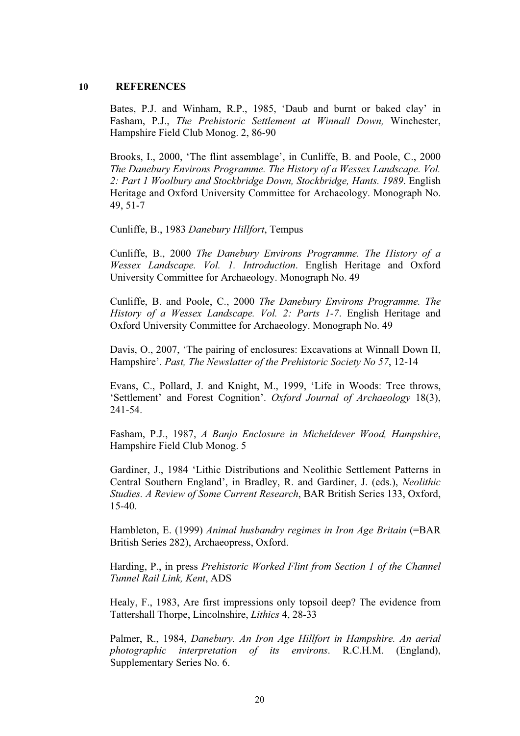## 10 REFERENCES

Bates, P.J. and Winham, R.P., 1985, 'Daub and burnt or baked clay' in Fasham, P.J., *The Prehistoric Settlement at Winnall Down,* Winchester, Hampshire Field Club Monog. 2, 86-90

Brooks, I., 2000, 'The flint assemblage', in Cunliffe, B. and Poole, C., 2000 *The Danebury Environs Programme. The History of a Wessex Landscape. Vol. 2: Part 1 Woolbury and Stockbridge Down, Stockbridge, Hants. 1989*. English Heritage and Oxford University Committee for Archaeology. Monograph No. 49, 51-7

Cunliffe, B., 1983 *Danebury Hillfort*, Tempus

Cunliffe, B., 2000 *The Danebury Environs Programme. The History of a Wessex Landscape. Vol. 1. Introduction*. English Heritage and Oxford University Committee for Archaeology. Monograph No. 49

Cunliffe, B. and Poole, C., 2000 *The Danebury Environs Programme. The History of a Wessex Landscape. Vol. 2: Parts 1-7*. English Heritage and Oxford University Committee for Archaeology. Monograph No. 49

Davis, O., 2007, 'The pairing of enclosures: Excavations at Winnall Down II, Hampshire'. *Past, The Newslatter of the Prehistoric Society No 57*, 12-14

Evans, C., Pollard, J. and Knight, M., 1999, 'Life in Woods: Tree throws, 'Settlement' and Forest Cognition'. *Oxford Journal of Archaeology* 18(3), 241-54.

Fasham, P.J., 1987, *A Banjo Enclosure in Micheldever Wood, Hampshire*, Hampshire Field Club Monog. 5

Gardiner, J., 1984 'Lithic Distributions and Neolithic Settlement Patterns in Central Southern England', in Bradley, R. and Gardiner, J. (eds.), *Neolithic Studies. A Review of Some Current Research*, BAR British Series 133, Oxford, 15-40.

Hambleton, E. (1999) *Animal husbandry regimes in Iron Age Britain* (=BAR British Series 282), Archaeopress, Oxford.

Harding, P., in press *Prehistoric Worked Flint from Section 1 of the Channel Tunnel Rail Link, Kent*, ADS

Healy, F., 1983, Are first impressions only topsoil deep? The evidence from Tattershall Thorpe, Lincolnshire, *Lithics* 4, 28-33

Palmer, R., 1984, *Danebury. An Iron Age Hillfort in Hampshire. An aerial photographic interpretation of its environs*. R.C.H.M. (England), Supplementary Series No. 6.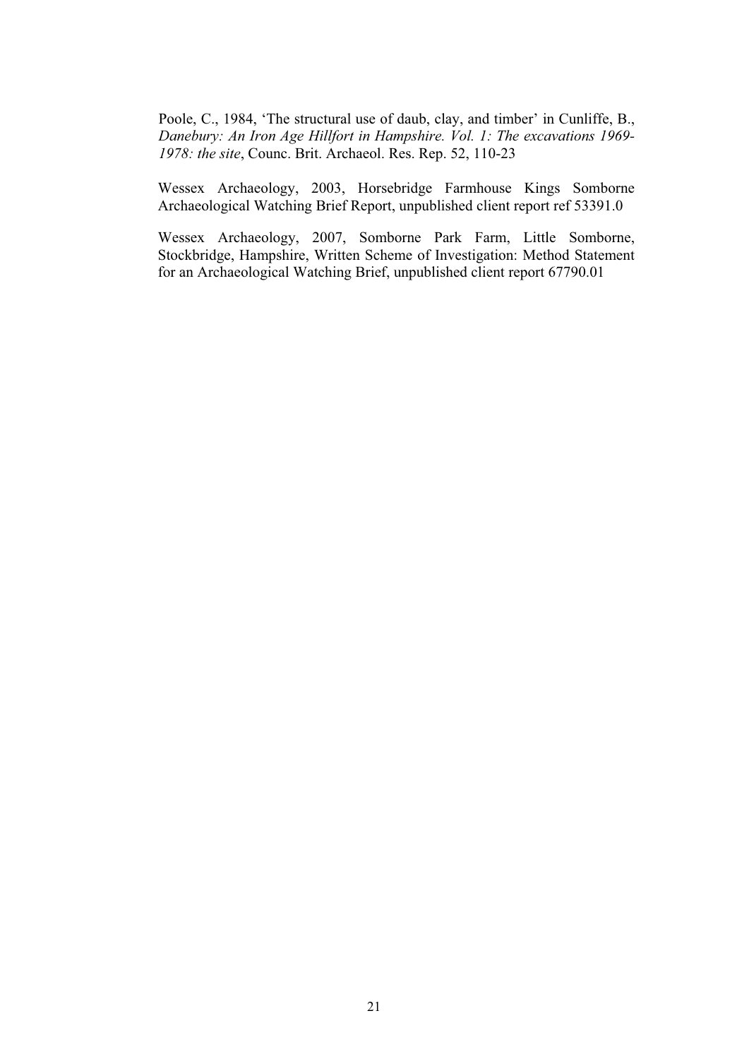Poole, C., 1984, 'The structural use of daub, clay, and timber' in Cunliffe, B., *Danebury: An Iron Age Hillfort in Hampshire. Vol. 1: The excavations 1969-1978: the site*, Counc. Brit. Archaeol. Res. Rep. 52, 110-23

Wessex Archaeology, 2003, Horsebridge Farmhouse Kings Somborne Archaeological Watching Brief Report, unpublished client report ref 53391.0

Wessex Archaeology, 2007, Somborne Park Farm, Little Somborne, Stockbridge, Hampshire, Written Scheme of Investigation: Method Statement for an Archaeological Watching Brief, unpublished client report 67790.01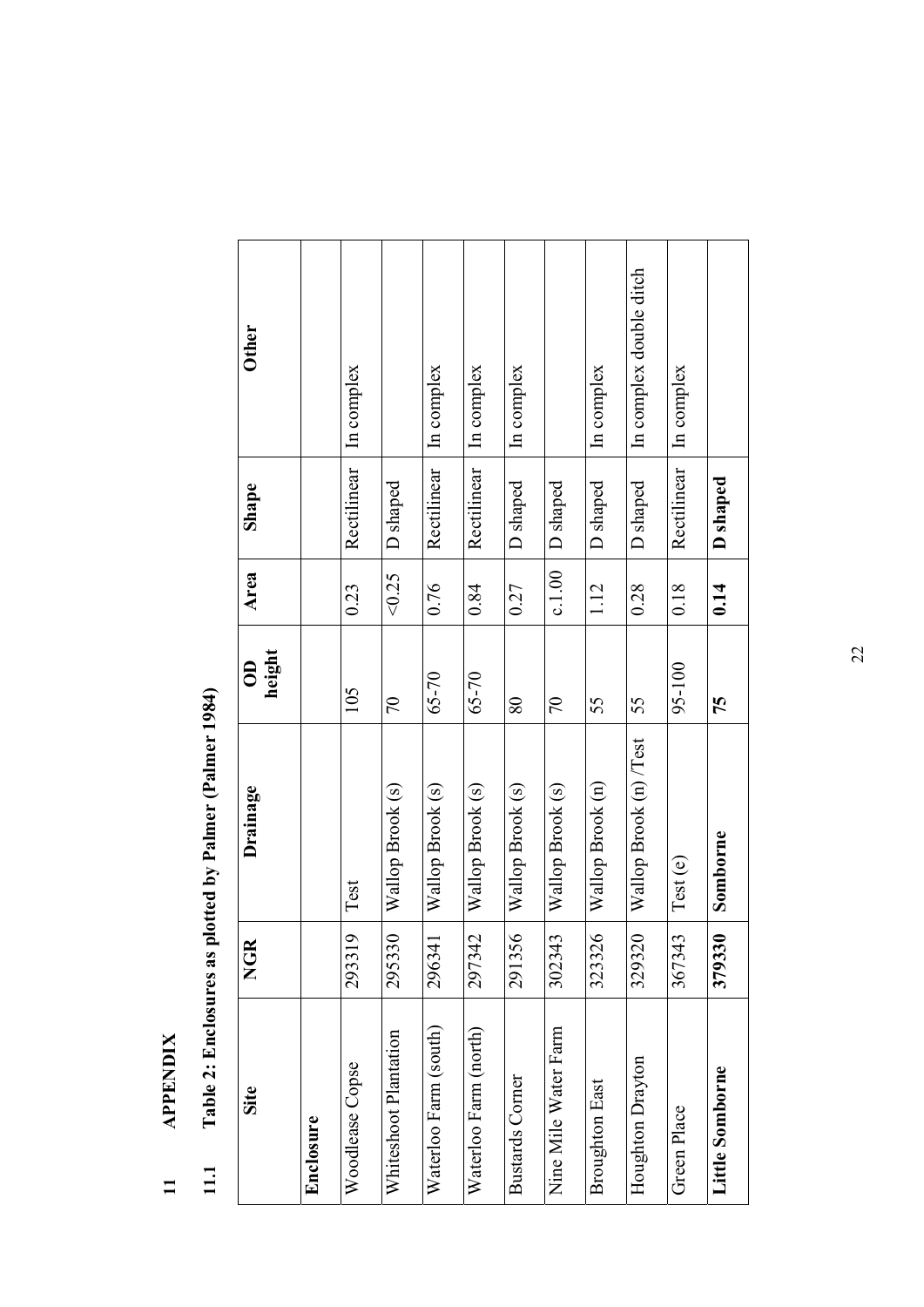# 11 APPENDIX

## 11.1 Table 2: Enclosures as plotted by Palmer (Palmer 1984)

| Site | NGR | Drainage | OD height | Area | Shape | Other |
|---|---|---|---|---|---|---|
| **Enclosure** | | | | | | |
| Woodlease Copse | 293319 | Test | 105 | 0.23 | Rectilinear | In complex |
| Whiteshoot Plantation | 295330 | Wallop Brook (s) | 70 | <0.25 | D shaped | |
| Waterloo Farm (south) | 296341 | Wallop Brook (s) | 65-70 | 0.76 | Rectilinear | In complex |
| Waterloo Farm (north) | 297342 | Wallop Brook (s) | 65-70 | 0.84 | Rectilinear | In complex |
| Bustards Corner | 291356 | Wallop Brook (s) | 80 | 0.27 | D shaped | In complex |
| Nine Mile Water Farm | 302343 | Wallop Brook (s) | 70 | c.1.00 | D shaped | |
| Broughton East | 323326 | Wallop Brook (n) | 55 | 1.12 | D shaped | In complex |
| Houghton Drayton | 329320 | Wallop Brook (n) /Test | 55 | 0.28 | D shaped | In complex double ditch |
| Green Place | 367343 | Test (e) | 95-100 | 0.18 | Rectilinear | In complex |
| **Little Somborne** | **379330** | **Somborne** | **75** | **0.14** | **D shaped** | |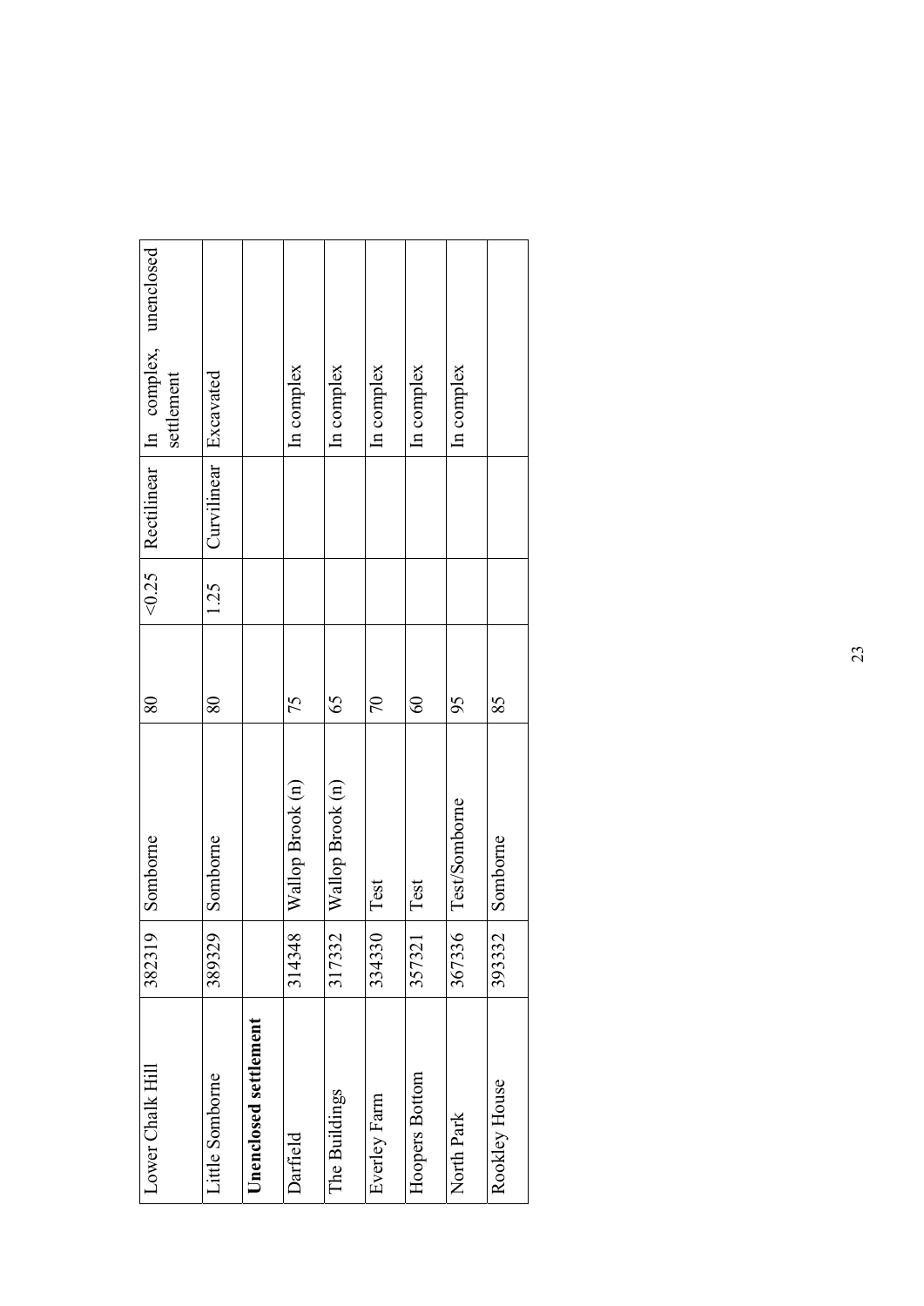| | | | | | | |
|---|---|---|---|---|---|---|
| Lower Chalk Hill | 382319 | Somborne | 80 | <0.25 | Rectilinear | In complex, unenclosed settlement |
| Little Somborne | 389329 | Somborne | 80 | 1.25 | Curvilinear | Excavated |
| **Unenclosed settlement** | | | | | | |
| Darfield | 314348 | Wallop Brook (n) | 75 | | | In complex |
| The Buildings | 317332 | Wallop Brook (n) | 65 | | | In complex |
| Everley Farm | 334330 | Test | 70 | | | In complex |
| Hoopers Bottom | 357321 | Test | 60 | | | In complex |
| North Park | 367336 | Test/Somborne | 95 | | | In complex |
| Rookley House | 393332 | Somborne | 85 | | | |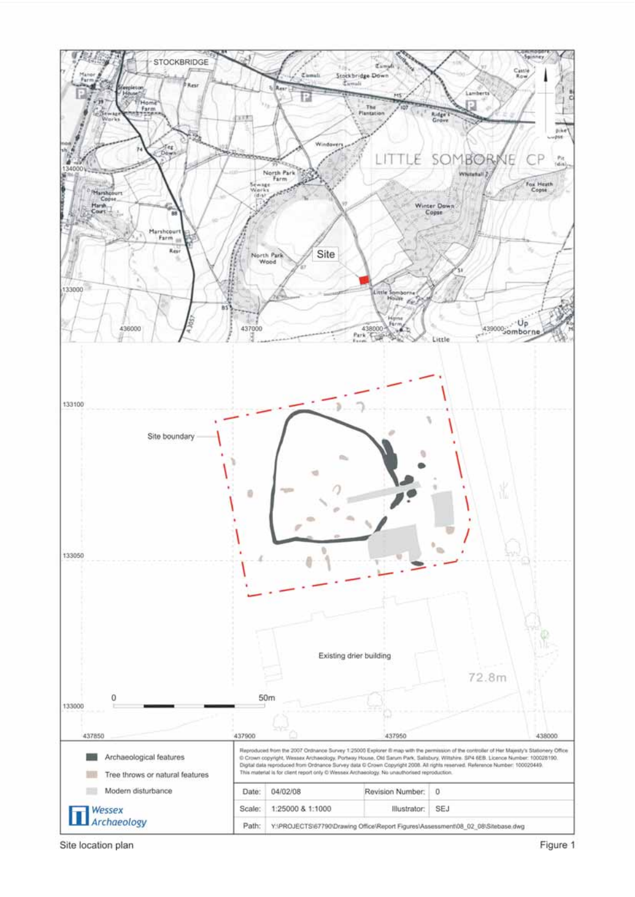| | | | |
|---|---|---|---|
| Archaeological features<br>Tree throws or natural features<br>Modern disturbance | Reproduced from the 2007 Ordnance Survey 1:25000 Explorer ® map with the permission of the controller of Her Majesty's Stationery Office © Crown copyright, Wessex Archaeology, Portway House, Old Sarum Park, Salisbury, Wiltshire. SP4 6EB. Licence Number: 100028190. Digital data reproduced from Ordnance Survey data © Crown Copyright 2008. All rights reserved. Reference Number: 100020449. This material is for client report only © Wessex Archaeology. No unauthorised reproduction. | | |
| | Date: 04/02/08 | Revision Number: | 0 |
| Wessex Archaeology | Scale: 1:25000 & 1:1000 | Illustrator: | SEJ |
| | Path: Y:\PROJECTS\67790\Drawing Office\Report Figures\Assessment\08_02_08\Sitebase.dwg | | |

Site location plan

Figure 1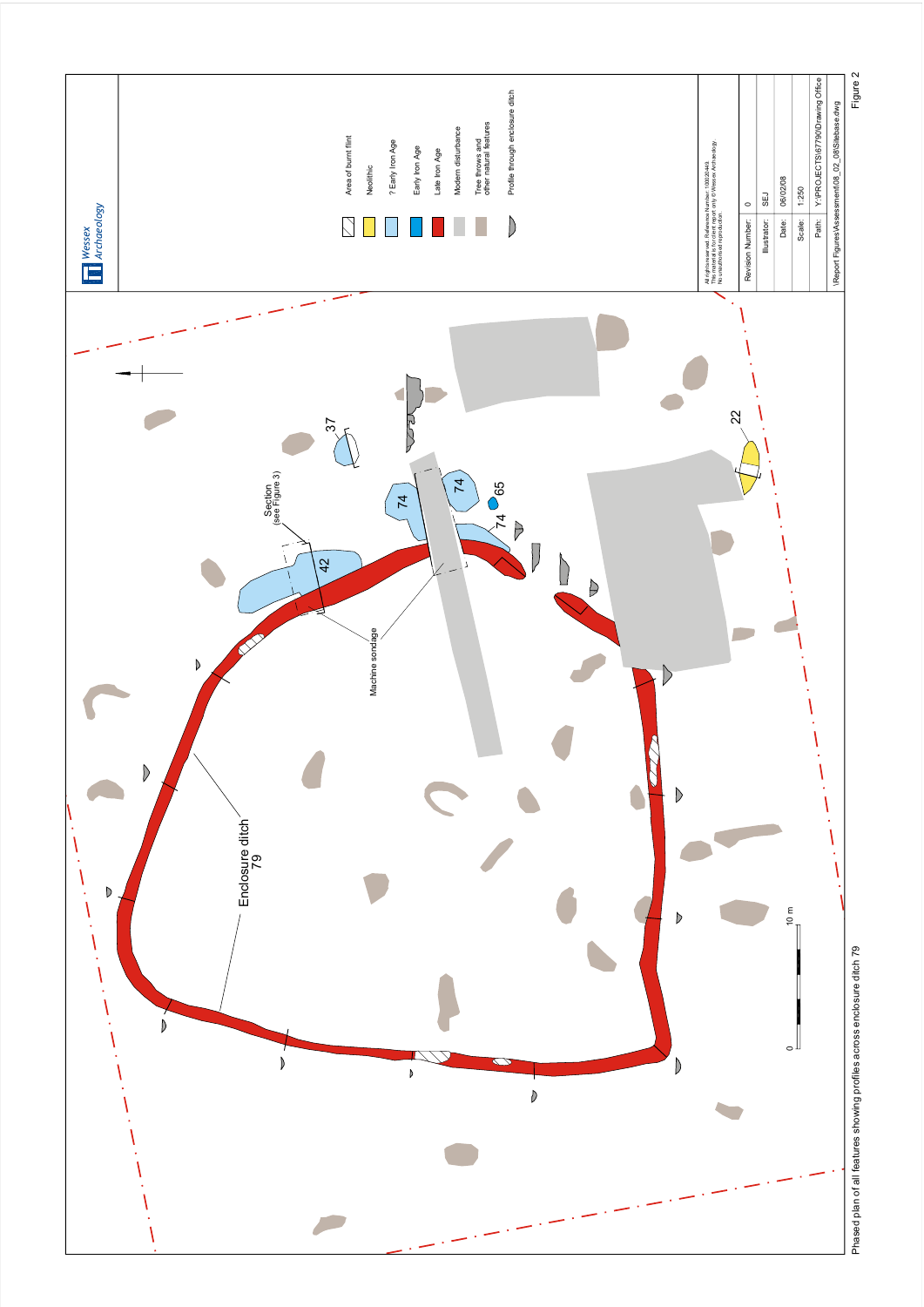Wessex Archaeology

| | |
|---|---|
| | Area of burnt flint |
| | Neolithic |
| | ? Early Iron Age |
| | Early Iron Age |
| | Late Iron Age |
| | Modern disturbance |
| | Tree throws and other natural features |
| | Profile through enclosure ditch |

Enclosure ditch 79

Machine sondage

Section (see Figure 3)

42 37 74 74 74 65 22

0 10 m

All rights reserved. Reference Number: 100020449. This material is for client report only © Wessex Archaeology. No unauthorised reproduction.

| | |
|---|---|
| Revision Number: | 0 |
| Illustrator: | SEJ |
| Date: | 06/02/08 |
| Scale: | 1:250 |
| Path: | Y:\PROJECTS\67790\Drawing Office\Report Figures\Assessment\08_02_08\Sitebase.dwg |

Phased plan of all features showing profiles across enclosure ditch 79

Figure 2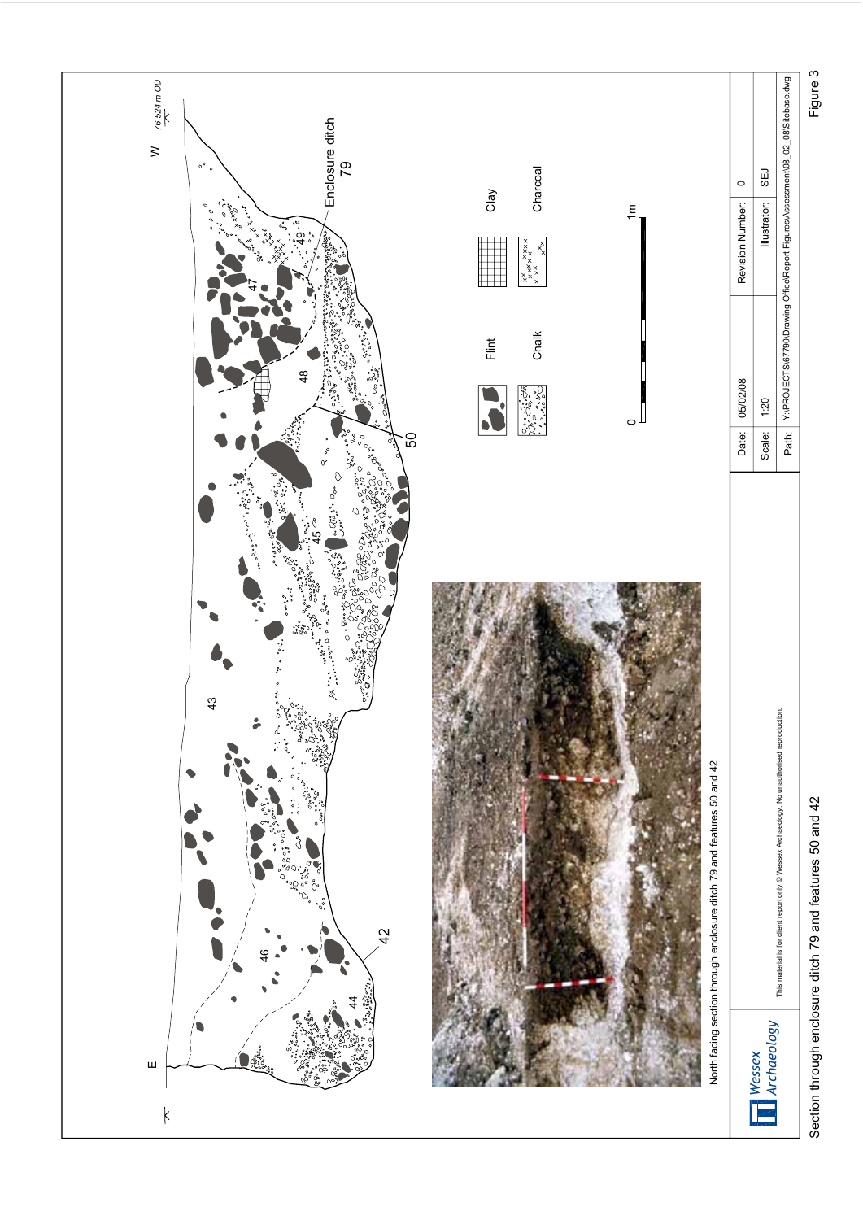W 76.524 m OD

E

Enclosure ditch 79

49

47

48

50

45

43

42

46

44

Flint

Clay

Chalk

Charcoal

0 1m

North facing section through enclosure ditch 79 and features 50 and 42

This material is for client report only © Wessex Archaeology. No unauthorised reproduction.

| Date: | 05/02/08 | Revision Number: | 0 |
|---|---|---|---|
| Scale: | 1:20 | Illustrator: | SEJ |
| Path: | Y:\PROJECTS\67790\Drawing Office\Report Figures\Assessment\08_02_08\Sitebase.dwg | | |

Wessex Archaeology

Section through enclosure ditch 79 and features 50 and 42

Figure 3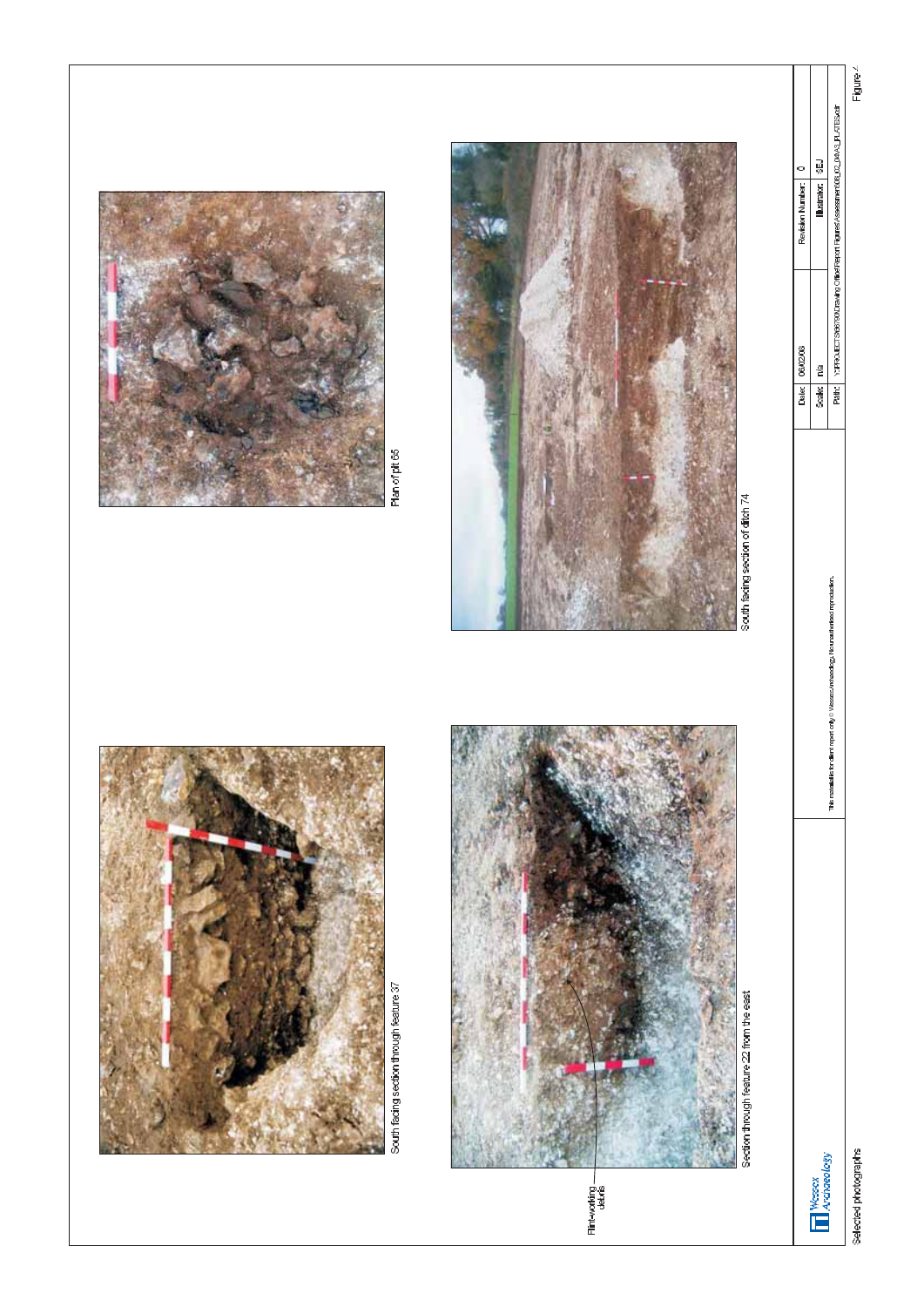Plan of pit 65

South facing section through feature 37

South facing section of ditch 74

Section through feature 22 from the east

Flint-working debris

| Date: | 06/02/08 | Revision Number: | 0 |
|---|---|---|---|
| Scale: | n/a | Illustrator: | SEJ |
| Path: | Y:\PROJECTS\66790\Drawing Office\Report Figures\Assessment\08_02\_DAAS_PLATES.cdr | | |

This material is for client report only © Wessex Archaeology. No unauthorised reproduction.

Wessex Archaeology

Selected photographs

Figure 4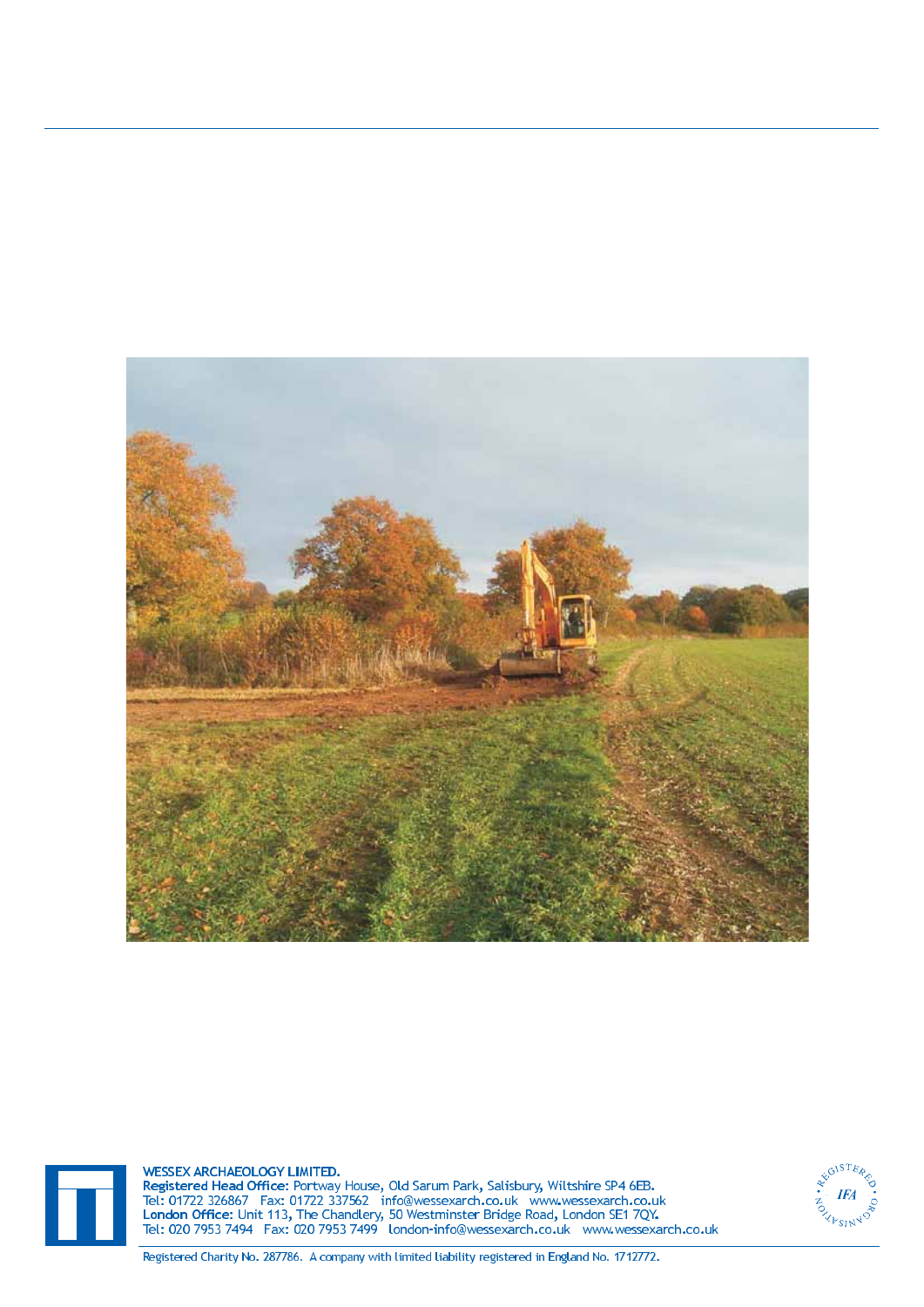**WESSEX ARCHAEOLOGY LIMITED.**
**Registered Head Office:** Portway House, Old Sarum Park, Salisbury, Wiltshire SP4 6EB.
Tel: 01722 326867 Fax: 01722 337562 info@wessexarch.co.uk www.wessexarch.co.uk
**London Office:** Unit 113, The Chandlery, 50 Westminster Bridge Road, London SE1 7QY.
Tel: 020 7953 7494 Fax: 020 7953 7499 london-info@wessexarch.co.uk www.wessexarch.co.uk

Registered Charity No. 287786. A company with limited liability registered in England No. 1712772.